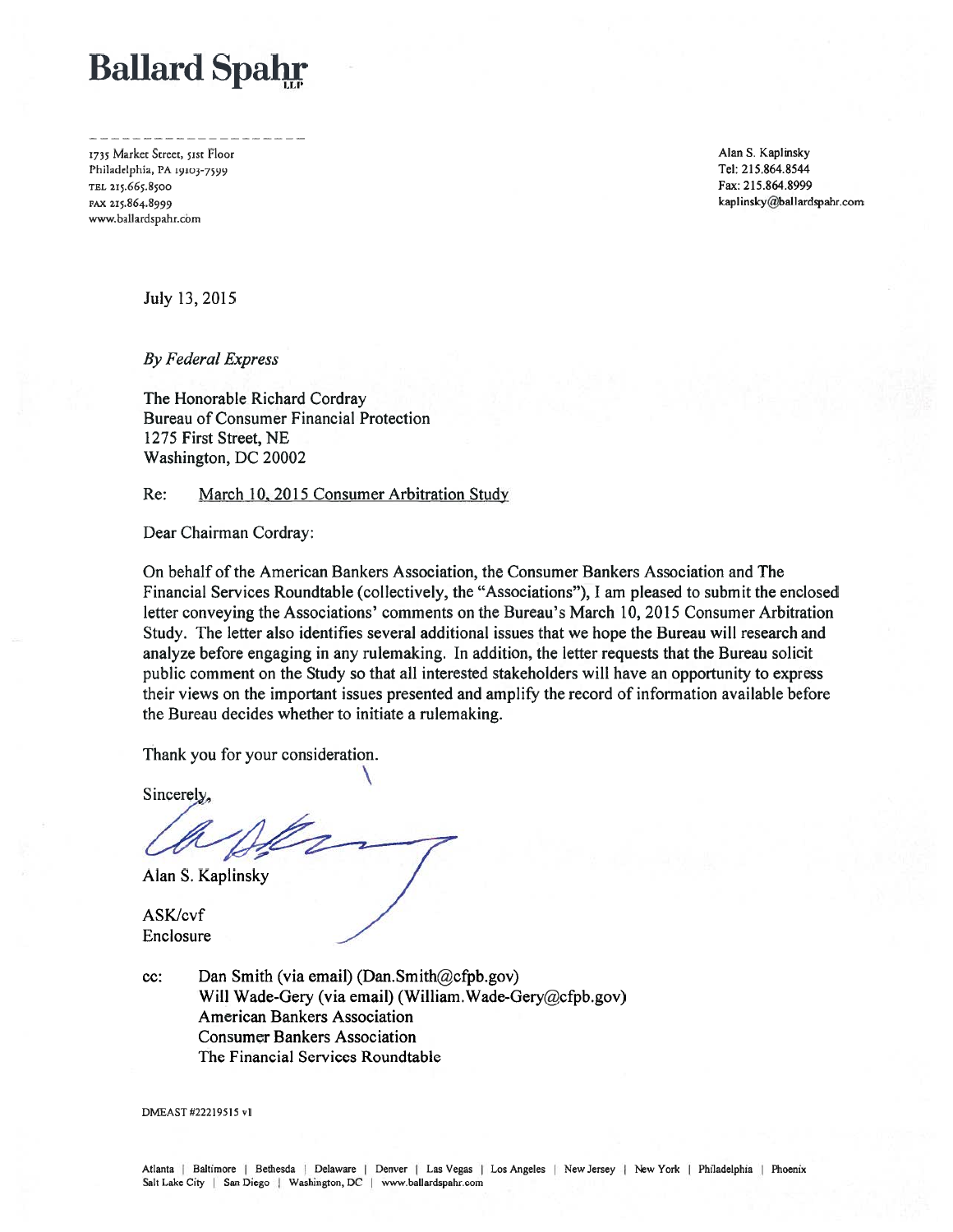# Ballard Spahr LLP

1735 Market Street, 51st Floor
Philadelphia, PA 19103-7599
TEL 215.665.8500
FAX 215.864.8999
www.ballardspahr.com

Alan S. Kaplinsky
Tel: 215.864.8544
Fax: 215.864.8999
kaplinsky@ballardspahr.com

July 13, 2015

*By Federal Express*

The Honorable Richard Cordray
Bureau of Consumer Financial Protection
1275 First Street, NE
Washington, DC 20002

Re: March 10, 2015 Consumer Arbitration Study

Dear Chairman Cordray:

On behalf of the American Bankers Association, the Consumer Bankers Association and The Financial Services Roundtable (collectively, the "Associations"), I am pleased to submit the enclosed letter conveying the Associations' comments on the Bureau's March 10, 2015 Consumer Arbitration Study. The letter also identifies several additional issues that we hope the Bureau will research and analyze before engaging in any rulemaking. In addition, the letter requests that the Bureau solicit public comment on the Study so that all interested stakeholders will have an opportunity to express their views on the important issues presented and amplify the record of information available before the Bureau decides whether to initiate a rulemaking.

Thank you for your consideration.

Sincerely,

Alan S. Kaplinsky

ASK/cvf
Enclosure

cc: Dan Smith (via email) (Dan.Smith@cfpb.gov)
Will Wade-Gery (via email) (William.Wade-Gery@cfpb.gov)
American Bankers Association
Consumer Bankers Association
The Financial Services Roundtable

DMEAST #22219515 v1

Atlanta | Baltimore | Bethesda | Delaware | Denver | Las Vegas | Los Angeles | New Jersey | New York | Philadelphia | Phoenix
Salt Lake City | San Diego | Washington, DC | www.ballardspahr.com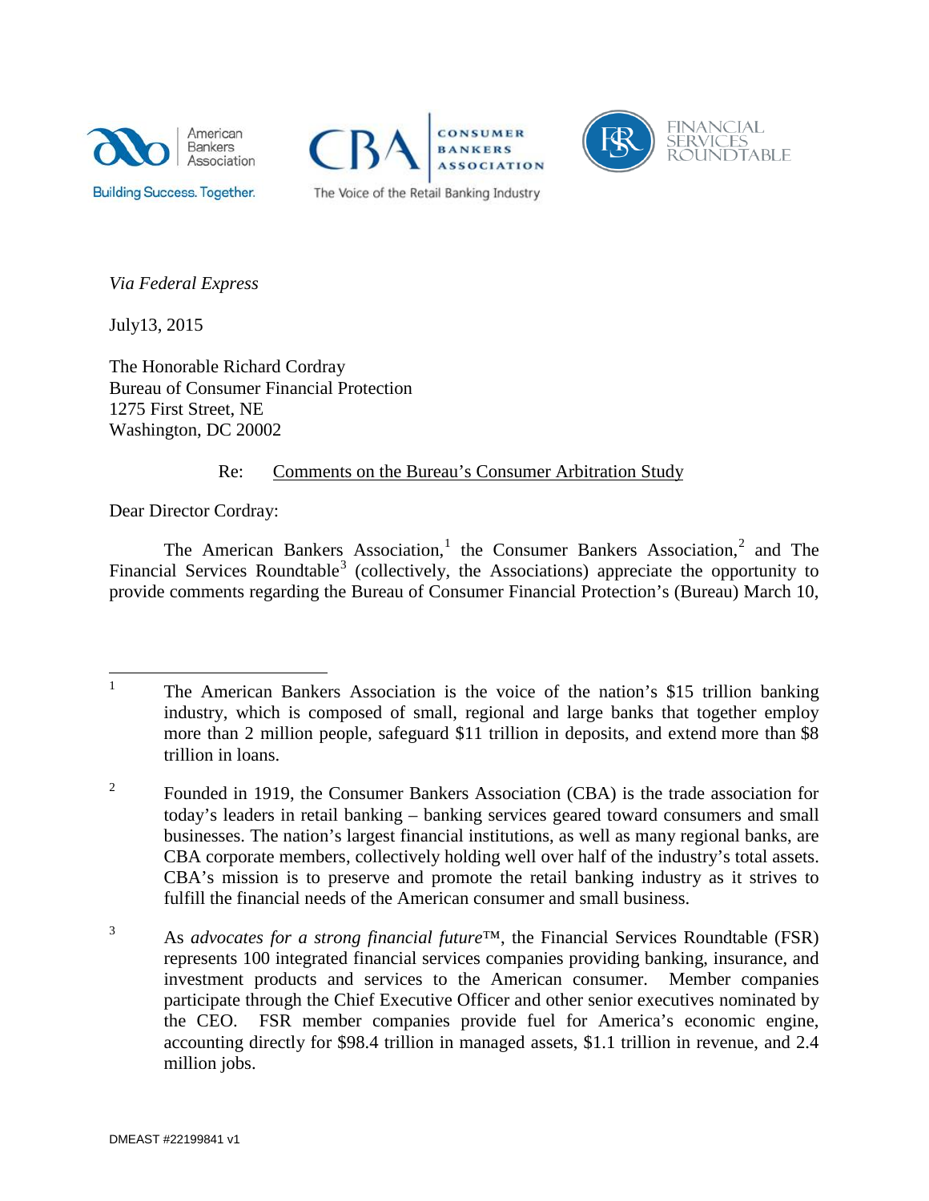American Bankers Association — Building Success. Together.

CBA Consumer Bankers Association — The Voice of the Retail Banking Industry

Financial Services Roundtable

*Via Federal Express*

July13, 2015

The Honorable Richard Cordray
Bureau of Consumer Financial Protection
1275 First Street, NE
Washington, DC 20002

Re: Comments on the Bureau's Consumer Arbitration Study

Dear Director Cordray:

The American Bankers Association,[1] the Consumer Bankers Association,[2] and The Financial Services Roundtable[3] (collectively, the Associations) appreciate the opportunity to provide comments regarding the Bureau of Consumer Financial Protection's (Bureau) March 10,

---

[1] The American Bankers Association is the voice of the nation's \$15 trillion banking industry, which is composed of small, regional and large banks that together employ more than 2 million people, safeguard \$11 trillion in deposits, and extend more than \$8 trillion in loans.

[2] Founded in 1919, the Consumer Bankers Association (CBA) is the trade association for today's leaders in retail banking – banking services geared toward consumers and small businesses. The nation's largest financial institutions, as well as many regional banks, are CBA corporate members, collectively holding well over half of the industry's total assets. CBA's mission is to preserve and promote the retail banking industry as it strives to fulfill the financial needs of the American consumer and small business.

[3] As *advocates for a strong financial future*™, the Financial Services Roundtable (FSR) represents 100 integrated financial services companies providing banking, insurance, and investment products and services to the American consumer. Member companies participate through the Chief Executive Officer and other senior executives nominated by the CEO. FSR member companies provide fuel for America's economic engine, accounting directly for \$98.4 trillion in managed assets, \$1.1 trillion in revenue, and 2.4 million jobs.

DMEAST #22199841 v1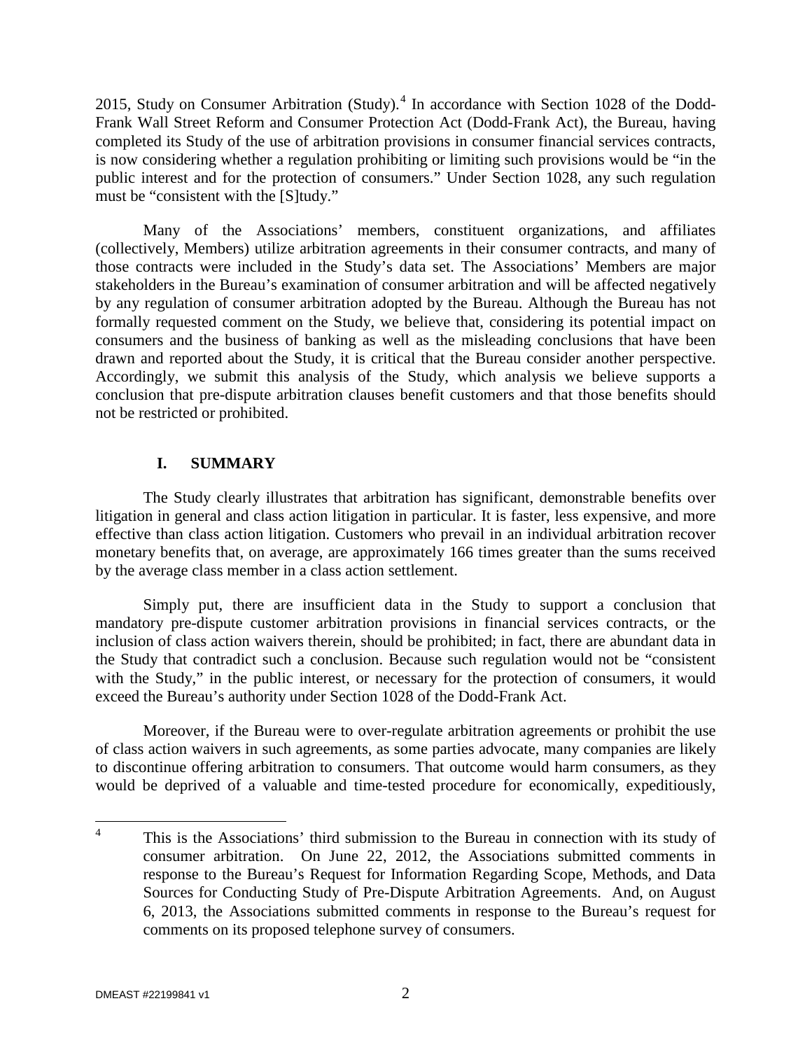2015, Study on Consumer Arbitration (Study).[4] In accordance with Section 1028 of the Dodd-Frank Wall Street Reform and Consumer Protection Act (Dodd-Frank Act), the Bureau, having completed its Study of the use of arbitration provisions in consumer financial services contracts, is now considering whether a regulation prohibiting or limiting such provisions would be "in the public interest and for the protection of consumers." Under Section 1028, any such regulation must be "consistent with the [S]tudy."

Many of the Associations' members, constituent organizations, and affiliates (collectively, Members) utilize arbitration agreements in their consumer contracts, and many of those contracts were included in the Study's data set. The Associations' Members are major stakeholders in the Bureau's examination of consumer arbitration and will be affected negatively by any regulation of consumer arbitration adopted by the Bureau. Although the Bureau has not formally requested comment on the Study, we believe that, considering its potential impact on consumers and the business of banking as well as the misleading conclusions that have been drawn and reported about the Study, it is critical that the Bureau consider another perspective. Accordingly, we submit this analysis of the Study, which analysis we believe supports a conclusion that pre-dispute arbitration clauses benefit customers and that those benefits should not be restricted or prohibited.

## I. SUMMARY

The Study clearly illustrates that arbitration has significant, demonstrable benefits over litigation in general and class action litigation in particular. It is faster, less expensive, and more effective than class action litigation. Customers who prevail in an individual arbitration recover monetary benefits that, on average, are approximately 166 times greater than the sums received by the average class member in a class action settlement.

Simply put, there are insufficient data in the Study to support a conclusion that mandatory pre-dispute customer arbitration provisions in financial services contracts, or the inclusion of class action waivers therein, should be prohibited; in fact, there are abundant data in the Study that contradict such a conclusion. Because such regulation would not be "consistent with the Study," in the public interest, or necessary for the protection of consumers, it would exceed the Bureau's authority under Section 1028 of the Dodd-Frank Act.

Moreover, if the Bureau were to over-regulate arbitration agreements or prohibit the use of class action waivers in such agreements, as some parties advocate, many companies are likely to discontinue offering arbitration to consumers. That outcome would harm consumers, as they would be deprived of a valuable and time-tested procedure for economically, expeditiously,

[4] This is the Associations' third submission to the Bureau in connection with its study of consumer arbitration. On June 22, 2012, the Associations submitted comments in response to the Bureau's Request for Information Regarding Scope, Methods, and Data Sources for Conducting Study of Pre-Dispute Arbitration Agreements. And, on August 6, 2013, the Associations submitted comments in response to the Bureau's request for comments on its proposed telephone survey of consumers.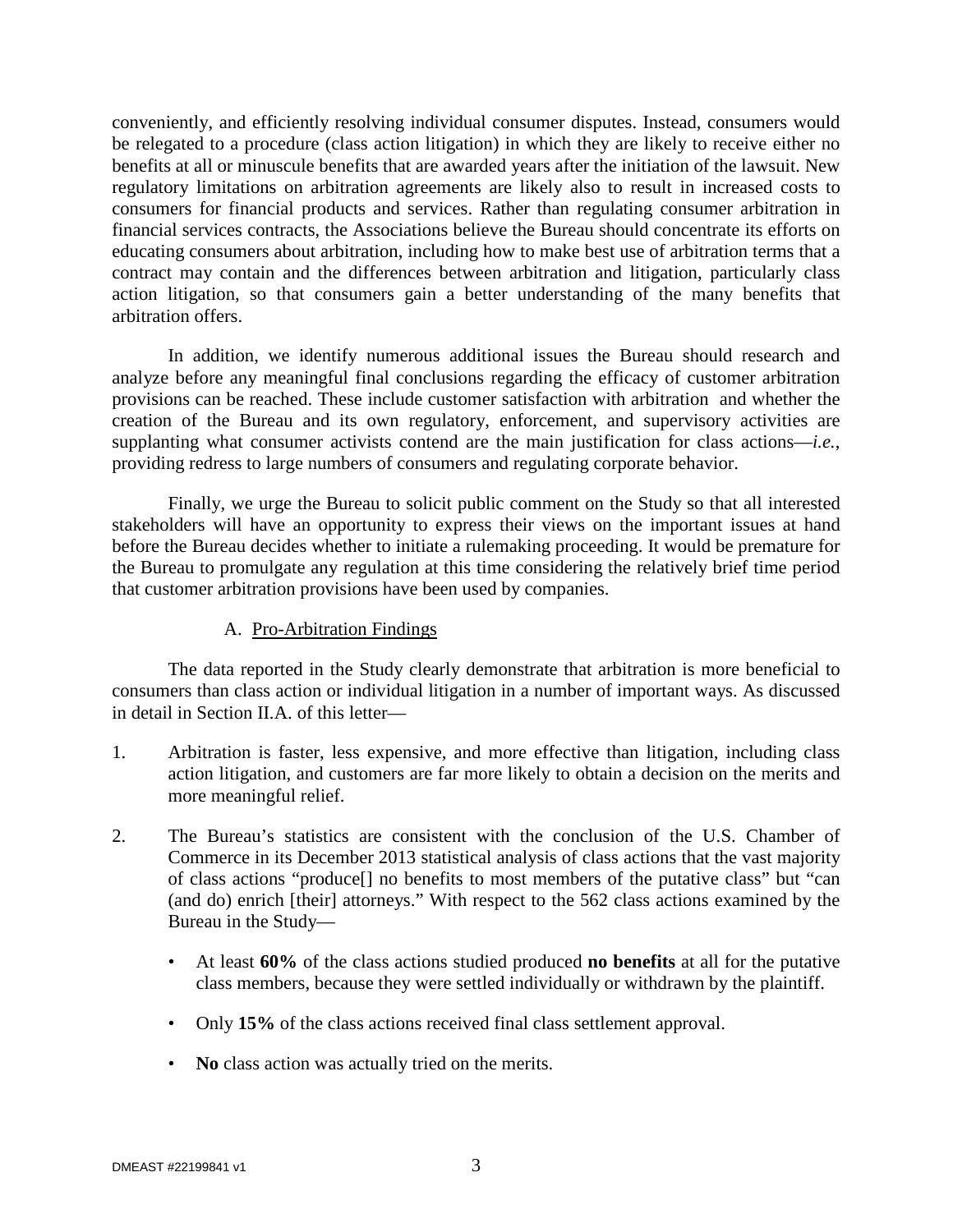conveniently, and efficiently resolving individual consumer disputes. Instead, consumers would be relegated to a procedure (class action litigation) in which they are likely to receive either no benefits at all or minuscule benefits that are awarded years after the initiation of the lawsuit. New regulatory limitations on arbitration agreements are likely also to result in increased costs to consumers for financial products and services. Rather than regulating consumer arbitration in financial services contracts, the Associations believe the Bureau should concentrate its efforts on educating consumers about arbitration, including how to make best use of arbitration terms that a contract may contain and the differences between arbitration and litigation, particularly class action litigation, so that consumers gain a better understanding of the many benefits that arbitration offers.

In addition, we identify numerous additional issues the Bureau should research and analyze before any meaningful final conclusions regarding the efficacy of customer arbitration provisions can be reached. These include customer satisfaction with arbitration and whether the creation of the Bureau and its own regulatory, enforcement, and supervisory activities are supplanting what consumer activists contend are the main justification for class actions—*i.e.*, providing redress to large numbers of consumers and regulating corporate behavior.

Finally, we urge the Bureau to solicit public comment on the Study so that all interested stakeholders will have an opportunity to express their views on the important issues at hand before the Bureau decides whether to initiate a rulemaking proceeding. It would be premature for the Bureau to promulgate any regulation at this time considering the relatively brief time period that customer arbitration provisions have been used by companies.

### A. Pro-Arbitration Findings

The data reported in the Study clearly demonstrate that arbitration is more beneficial to consumers than class action or individual litigation in a number of important ways. As discussed in detail in Section II.A. of this letter—

1. Arbitration is faster, less expensive, and more effective than litigation, including class action litigation, and customers are far more likely to obtain a decision on the merits and more meaningful relief.

2. The Bureau's statistics are consistent with the conclusion of the U.S. Chamber of Commerce in its December 2013 statistical analysis of class actions that the vast majority of class actions "produce[] no benefits to most members of the putative class" but "can (and do) enrich [their] attorneys." With respect to the 562 class actions examined by the Bureau in the Study—

   - At least **60%** of the class actions studied produced **no benefits** at all for the putative class members, because they were settled individually or withdrawn by the plaintiff.
   - Only **15%** of the class actions received final class settlement approval.
   - **No** class action was actually tried on the merits.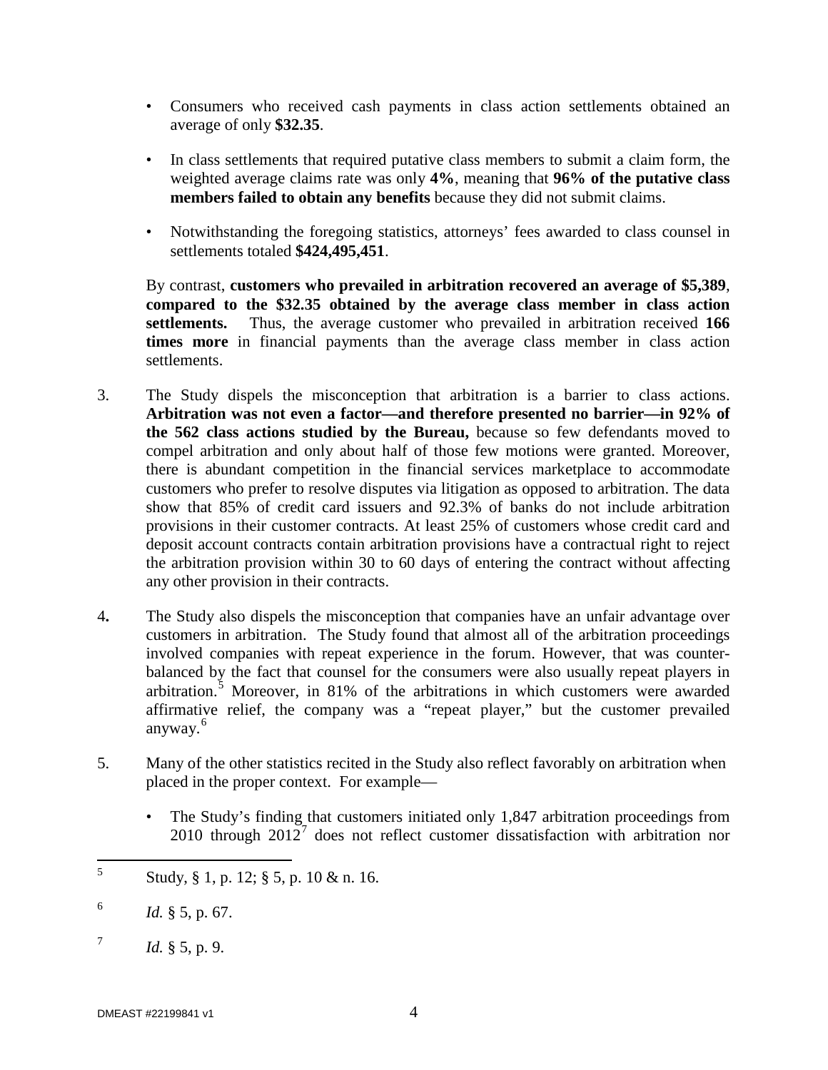- Consumers who received cash payments in class action settlements obtained an average of only **$32.35**.
- In class settlements that required putative class members to submit a claim form, the weighted average claims rate was only **4%**, meaning that **96% of the putative class members failed to obtain any benefits** because they did not submit claims.
- Notwithstanding the foregoing statistics, attorneys' fees awarded to class counsel in settlements totaled **$424,495,451**.

By contrast, **customers who prevailed in arbitration recovered an average of $5,389, compared to the $32.35 obtained by the average class member in class action settlements.** Thus, the average customer who prevailed in arbitration received **166 times more** in financial payments than the average class member in class action settlements.

3. The Study dispels the misconception that arbitration is a barrier to class actions. **Arbitration was not even a factor—and therefore presented no barrier—in 92% of the 562 class actions studied by the Bureau,** because so few defendants moved to compel arbitration and only about half of those few motions were granted. Moreover, there is abundant competition in the financial services marketplace to accommodate customers who prefer to resolve disputes via litigation as opposed to arbitration. The data show that 85% of credit card issuers and 92.3% of banks do not include arbitration provisions in their customer contracts. At least 25% of customers whose credit card and deposit account contracts contain arbitration provisions have a contractual right to reject the arbitration provision within 30 to 60 days of entering the contract without affecting any other provision in their contracts.

4. The Study also dispels the misconception that companies have an unfair advantage over customers in arbitration. The Study found that almost all of the arbitration proceedings involved companies with repeat experience in the forum. However, that was counter-balanced by the fact that counsel for the consumers were also usually repeat players in arbitration.[5] Moreover, in 81% of the arbitrations in which customers were awarded affirmative relief, the company was a "repeat player," but the customer prevailed anyway.[6]

5. Many of the other statistics recited in the Study also reflect favorably on arbitration when placed in the proper context. For example—

   - The Study's finding that customers initiated only 1,847 arbitration proceedings from 2010 through 2012[7] does not reflect customer dissatisfaction with arbitration nor

---

[5] Study, § 1, p. 12; § 5, p. 10 & n. 16.

[6] *Id.* § 5, p. 67.

[7] *Id.* § 5, p. 9.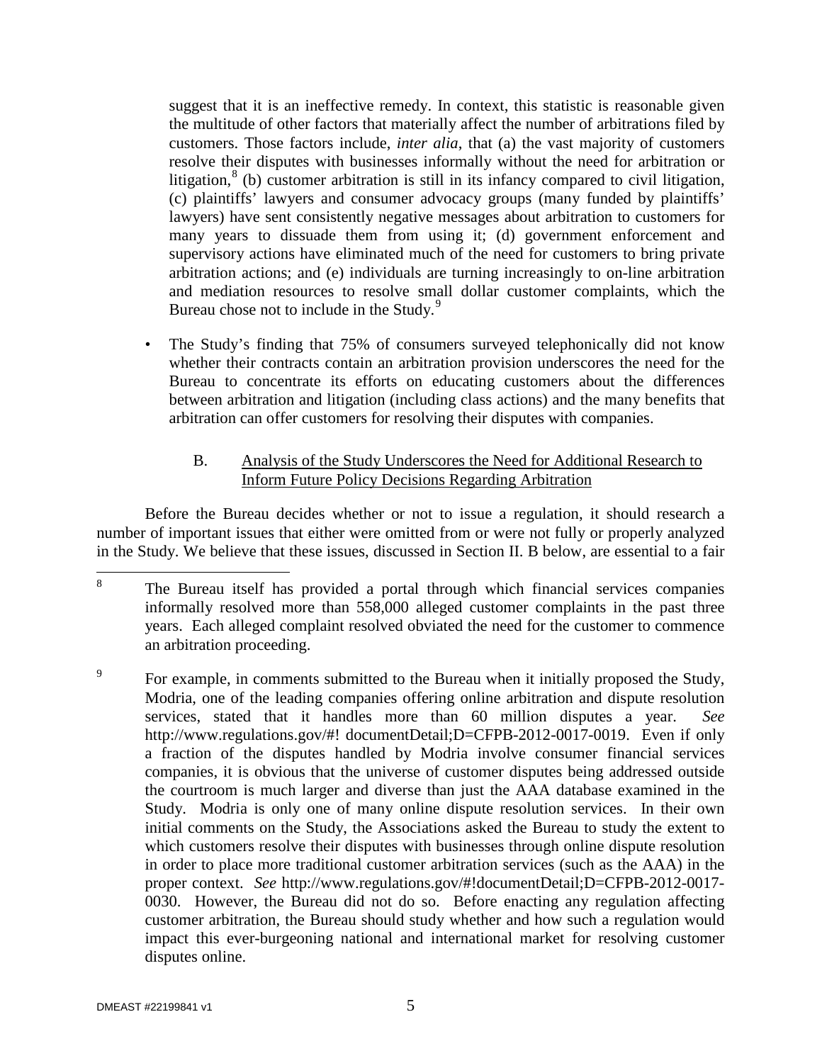suggest that it is an ineffective remedy. In context, this statistic is reasonable given the multitude of other factors that materially affect the number of arbitrations filed by customers. Those factors include, *inter alia*, that (a) the vast majority of customers resolve their disputes with businesses informally without the need for arbitration or litigation,[8] (b) customer arbitration is still in its infancy compared to civil litigation, (c) plaintiffs' lawyers and consumer advocacy groups (many funded by plaintiffs' lawyers) have sent consistently negative messages about arbitration to customers for many years to dissuade them from using it; (d) government enforcement and supervisory actions have eliminated much of the need for customers to bring private arbitration actions; and (e) individuals are turning increasingly to on-line arbitration and mediation resources to resolve small dollar customer complaints, which the Bureau chose not to include in the Study.[9]

- The Study's finding that 75% of consumers surveyed telephonically did not know whether their contracts contain an arbitration provision underscores the need for the Bureau to concentrate its efforts on educating customers about the differences between arbitration and litigation (including class actions) and the many benefits that arbitration can offer customers for resolving their disputes with companies.

### B. Analysis of the Study Underscores the Need for Additional Research to Inform Future Policy Decisions Regarding Arbitration

Before the Bureau decides whether or not to issue a regulation, it should research a number of important issues that either were omitted from or were not fully or properly analyzed in the Study. We believe that these issues, discussed in Section II. B below, are essential to a fair

---

[8] The Bureau itself has provided a portal through which financial services companies informally resolved more than 558,000 alleged customer complaints in the past three years. Each alleged complaint resolved obviated the need for the customer to commence an arbitration proceeding.

[9] For example, in comments submitted to the Bureau when it initially proposed the Study, Modria, one of the leading companies offering online arbitration and dispute resolution services, stated that it handles more than 60 million disputes a year. *See* http://www.regulations.gov/#! documentDetail;D=CFPB-2012-0017-0019. Even if only a fraction of the disputes handled by Modria involve consumer financial services companies, it is obvious that the universe of customer disputes being addressed outside the courtroom is much larger and diverse than just the AAA database examined in the Study. Modria is only one of many online dispute resolution services. In their own initial comments on the Study, the Associations asked the Bureau to study the extent to which customers resolve their disputes with businesses through online dispute resolution in order to place more traditional customer arbitration services (such as the AAA) in the proper context. *See* http://www.regulations.gov/#!documentDetail;D=CFPB-2012-0017-0030. However, the Bureau did not do so. Before enacting any regulation affecting customer arbitration, the Bureau should study whether and how such a regulation would impact this ever-burgeoning national and international market for resolving customer disputes online.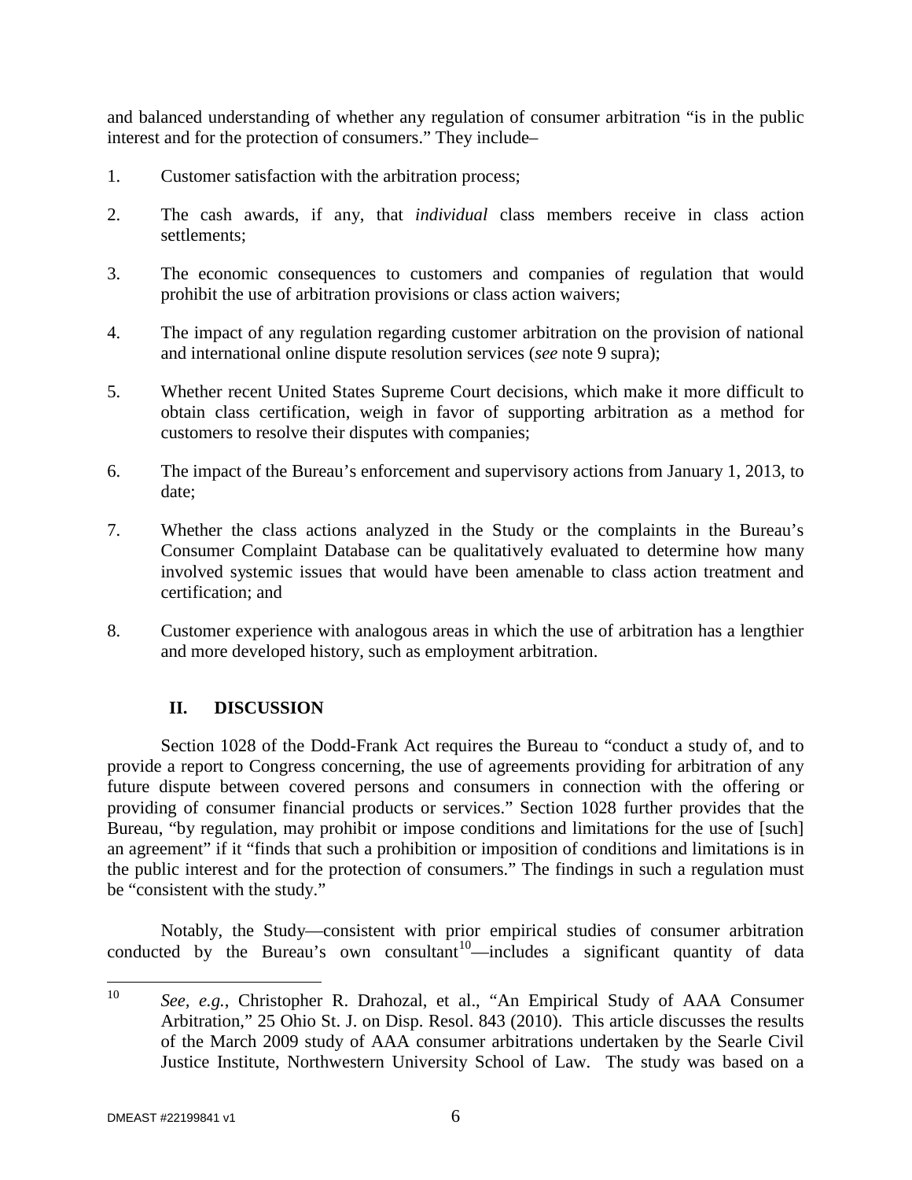and balanced understanding of whether any regulation of consumer arbitration "is in the public interest and for the protection of consumers." They include–

1. Customer satisfaction with the arbitration process;

2. The cash awards, if any, that *individual* class members receive in class action settlements;

3. The economic consequences to customers and companies of regulation that would prohibit the use of arbitration provisions or class action waivers;

4. The impact of any regulation regarding customer arbitration on the provision of national and international online dispute resolution services (*see* note 9 supra);

5. Whether recent United States Supreme Court decisions, which make it more difficult to obtain class certification, weigh in favor of supporting arbitration as a method for customers to resolve their disputes with companies;

6. The impact of the Bureau's enforcement and supervisory actions from January 1, 2013, to date;

7. Whether the class actions analyzed in the Study or the complaints in the Bureau's Consumer Complaint Database can be qualitatively evaluated to determine how many involved systemic issues that would have been amenable to class action treatment and certification; and

8. Customer experience with analogous areas in which the use of arbitration has a lengthier and more developed history, such as employment arbitration.

## II. DISCUSSION

Section 1028 of the Dodd-Frank Act requires the Bureau to "conduct a study of, and to provide a report to Congress concerning, the use of agreements providing for arbitration of any future dispute between covered persons and consumers in connection with the offering or providing of consumer financial products or services." Section 1028 further provides that the Bureau, "by regulation, may prohibit or impose conditions and limitations for the use of [such] an agreement" if it "finds that such a prohibition or imposition of conditions and limitations is in the public interest and for the protection of consumers." The findings in such a regulation must be "consistent with the study."

Notably, the Study—consistent with prior empirical studies of consumer arbitration conducted by the Bureau's own consultant[10]—includes a significant quantity of data

---

[10] *See, e.g.*, Christopher R. Drahozal, et al., "An Empirical Study of AAA Consumer Arbitration," 25 Ohio St. J. on Disp. Resol. 843 (2010). This article discusses the results of the March 2009 study of AAA consumer arbitrations undertaken by the Searle Civil Justice Institute, Northwestern University School of Law. The study was based on a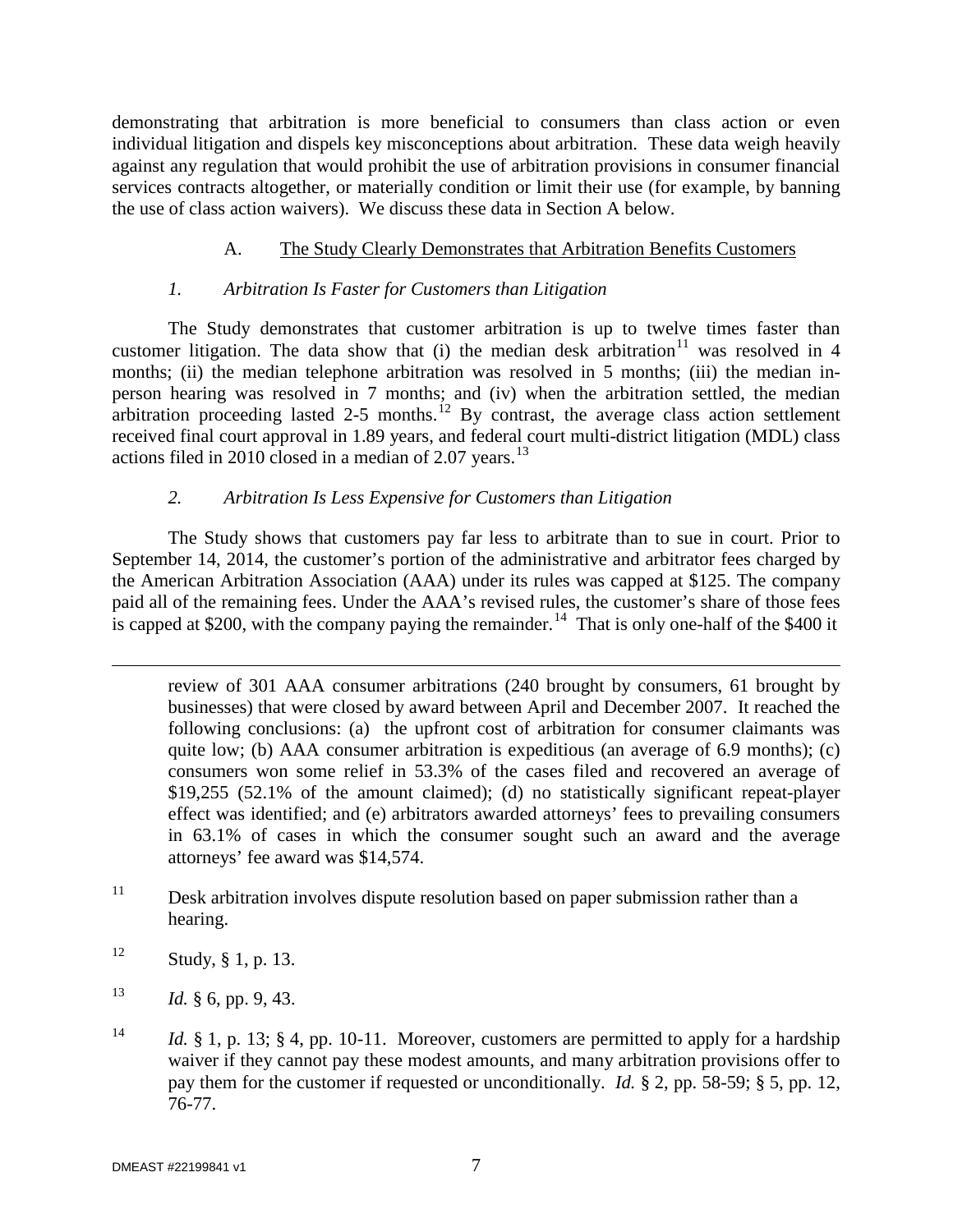demonstrating that arbitration is more beneficial to consumers than class action or even individual litigation and dispels key misconceptions about arbitration. These data weigh heavily against any regulation that would prohibit the use of arbitration provisions in consumer financial services contracts altogether, or materially condition or limit their use (for example, by banning the use of class action waivers). We discuss these data in Section A below.

### A. The Study Clearly Demonstrates that Arbitration Benefits Customers

#### *1. Arbitration Is Faster for Customers than Litigation*

The Study demonstrates that customer arbitration is up to twelve times faster than customer litigation. The data show that (i) the median desk arbitration[11] was resolved in 4 months; (ii) the median telephone arbitration was resolved in 5 months; (iii) the median in-person hearing was resolved in 7 months; and (iv) when the arbitration settled, the median arbitration proceeding lasted 2-5 months.[12] By contrast, the average class action settlement received final court approval in 1.89 years, and federal court multi-district litigation (MDL) class actions filed in 2010 closed in a median of 2.07 years.[13]

#### *2. Arbitration Is Less Expensive for Customers than Litigation*

The Study shows that customers pay far less to arbitrate than to sue in court. Prior to September 14, 2014, the customer's portion of the administrative and arbitrator fees charged by the American Arbitration Association (AAA) under its rules was capped at $125. The company paid all of the remaining fees. Under the AAA's revised rules, the customer's share of those fees is capped at $200, with the company paying the remainder.[14] That is only one-half of the $400 it

---

review of 301 AAA consumer arbitrations (240 brought by consumers, 61 brought by businesses) that were closed by award between April and December 2007. It reached the following conclusions: (a) the upfront cost of arbitration for consumer claimants was quite low; (b) AAA consumer arbitration is expeditious (an average of 6.9 months); (c) consumers won some relief in 53.3% of the cases filed and recovered an average of $19,255 (52.1% of the amount claimed); (d) no statistically significant repeat-player effect was identified; and (e) arbitrators awarded attorneys' fees to prevailing consumers in 63.1% of cases in which the consumer sought such an award and the average attorneys' fee award was $14,574.

[11] Desk arbitration involves dispute resolution based on paper submission rather than a hearing.

[12] Study, § 1, p. 13.

[13] *Id.* § 6, pp. 9, 43.

[14] *Id.* § 1, p. 13; § 4, pp. 10-11. Moreover, customers are permitted to apply for a hardship waiver if they cannot pay these modest amounts, and many arbitration provisions offer to pay them for the customer if requested or unconditionally. *Id.* § 2, pp. 58-59; § 5, pp. 12, 76-77.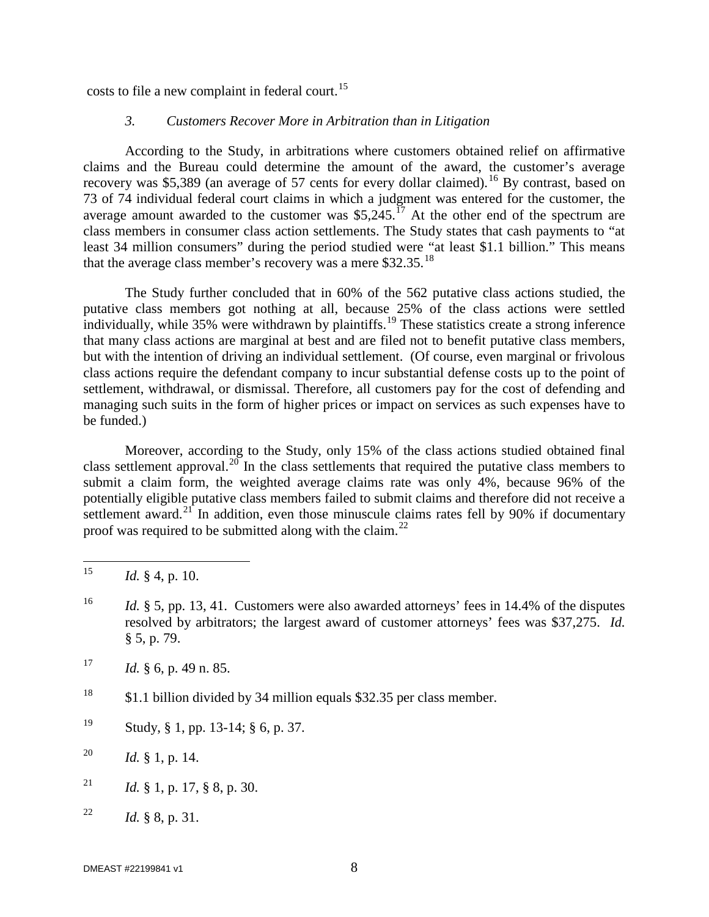costs to file a new complaint in federal court.[15]

*3. Customers Recover More in Arbitration than in Litigation*

According to the Study, in arbitrations where customers obtained relief on affirmative claims and the Bureau could determine the amount of the award, the customer's average recovery was $5,389 (an average of 57 cents for every dollar claimed).[16] By contrast, based on 73 of 74 individual federal court claims in which a judgment was entered for the customer, the average amount awarded to the customer was $5,245.[17] At the other end of the spectrum are class members in consumer class action settlements. The Study states that cash payments to "at least 34 million consumers" during the period studied were "at least $1.1 billion." This means that the average class member's recovery was a mere $32.35.[18]

The Study further concluded that in 60% of the 562 putative class actions studied, the putative class members got nothing at all, because 25% of the class actions were settled individually, while 35% were withdrawn by plaintiffs.[19] These statistics create a strong inference that many class actions are marginal at best and are filed not to benefit putative class members, but with the intention of driving an individual settlement. (Of course, even marginal or frivolous class actions require the defendant company to incur substantial defense costs up to the point of settlement, withdrawal, or dismissal. Therefore, all customers pay for the cost of defending and managing such suits in the form of higher prices or impact on services as such expenses have to be funded.)

Moreover, according to the Study, only 15% of the class actions studied obtained final class settlement approval.[20] In the class settlements that required the putative class members to submit a claim form, the weighted average claims rate was only 4%, because 96% of the potentially eligible putative class members failed to submit claims and therefore did not receive a settlement award.[21] In addition, even those minuscule claims rates fell by 90% if documentary proof was required to be submitted along with the claim.[22]

---

[15] *Id.* § 4, p. 10.

[16] *Id.* § 5, pp. 13, 41. Customers were also awarded attorneys' fees in 14.4% of the disputes resolved by arbitrators; the largest award of customer attorneys' fees was $37,275. *Id.* § 5, p. 79.

[17] *Id.* § 6, p. 49 n. 85.

[18] $1.1 billion divided by 34 million equals $32.35 per class member.

[19] Study, § 1, pp. 13-14; § 6, p. 37.

[20] *Id.* § 1, p. 14.

[21] *Id.* § 1, p. 17, § 8, p. 30.

[22] *Id.* § 8, p. 31.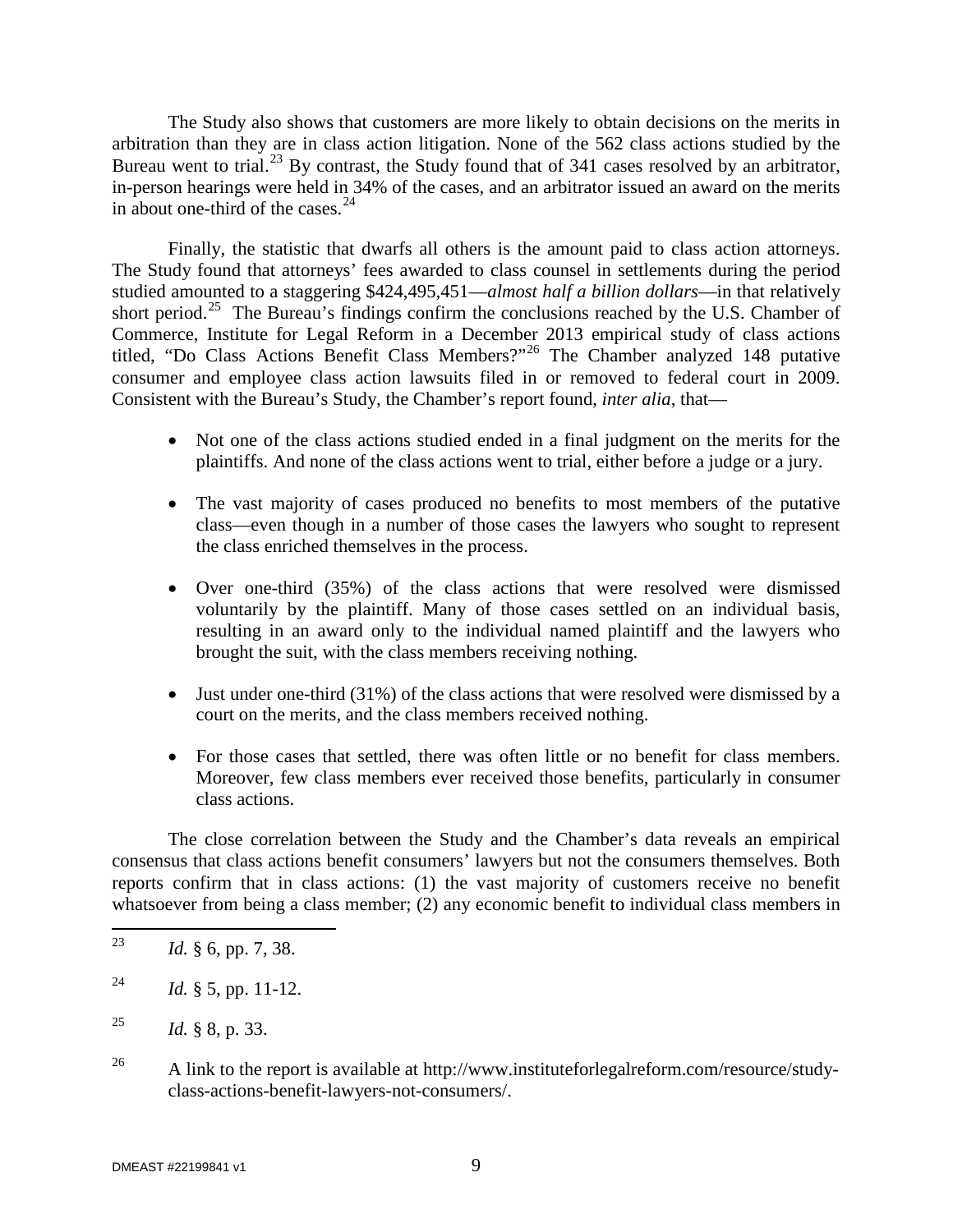The Study also shows that customers are more likely to obtain decisions on the merits in arbitration than they are in class action litigation. None of the 562 class actions studied by the Bureau went to trial.[23] By contrast, the Study found that of 341 cases resolved by an arbitrator, in-person hearings were held in 34% of the cases, and an arbitrator issued an award on the merits in about one-third of the cases.[24]

Finally, the statistic that dwarfs all others is the amount paid to class action attorneys. The Study found that attorneys' fees awarded to class counsel in settlements during the period studied amounted to a staggering $424,495,451—*almost half a billion dollars*—in that relatively short period.[25] The Bureau's findings confirm the conclusions reached by the U.S. Chamber of Commerce, Institute for Legal Reform in a December 2013 empirical study of class actions titled, "Do Class Actions Benefit Class Members?"[26] The Chamber analyzed 148 putative consumer and employee class action lawsuits filed in or removed to federal court in 2009. Consistent with the Bureau's Study, the Chamber's report found, *inter alia*, that—

- Not one of the class actions studied ended in a final judgment on the merits for the plaintiffs. And none of the class actions went to trial, either before a judge or a jury.
- The vast majority of cases produced no benefits to most members of the putative class—even though in a number of those cases the lawyers who sought to represent the class enriched themselves in the process.
- Over one-third (35%) of the class actions that were resolved were dismissed voluntarily by the plaintiff. Many of those cases settled on an individual basis, resulting in an award only to the individual named plaintiff and the lawyers who brought the suit, with the class members receiving nothing.
- Just under one-third (31%) of the class actions that were resolved were dismissed by a court on the merits, and the class members received nothing.
- For those cases that settled, there was often little or no benefit for class members. Moreover, few class members ever received those benefits, particularly in consumer class actions.

The close correlation between the Study and the Chamber's data reveals an empirical consensus that class actions benefit consumers' lawyers but not the consumers themselves. Both reports confirm that in class actions: (1) the vast majority of customers receive no benefit whatsoever from being a class member; (2) any economic benefit to individual class members in

---

[23] *Id.* § 6, pp. 7, 38.

[24] *Id.* § 5, pp. 11-12.

[25] *Id.* § 8, p. 33.

[26] A link to the report is available at http://www.instituteforlegalreform.com/resource/study-class-actions-benefit-lawyers-not-consumers/.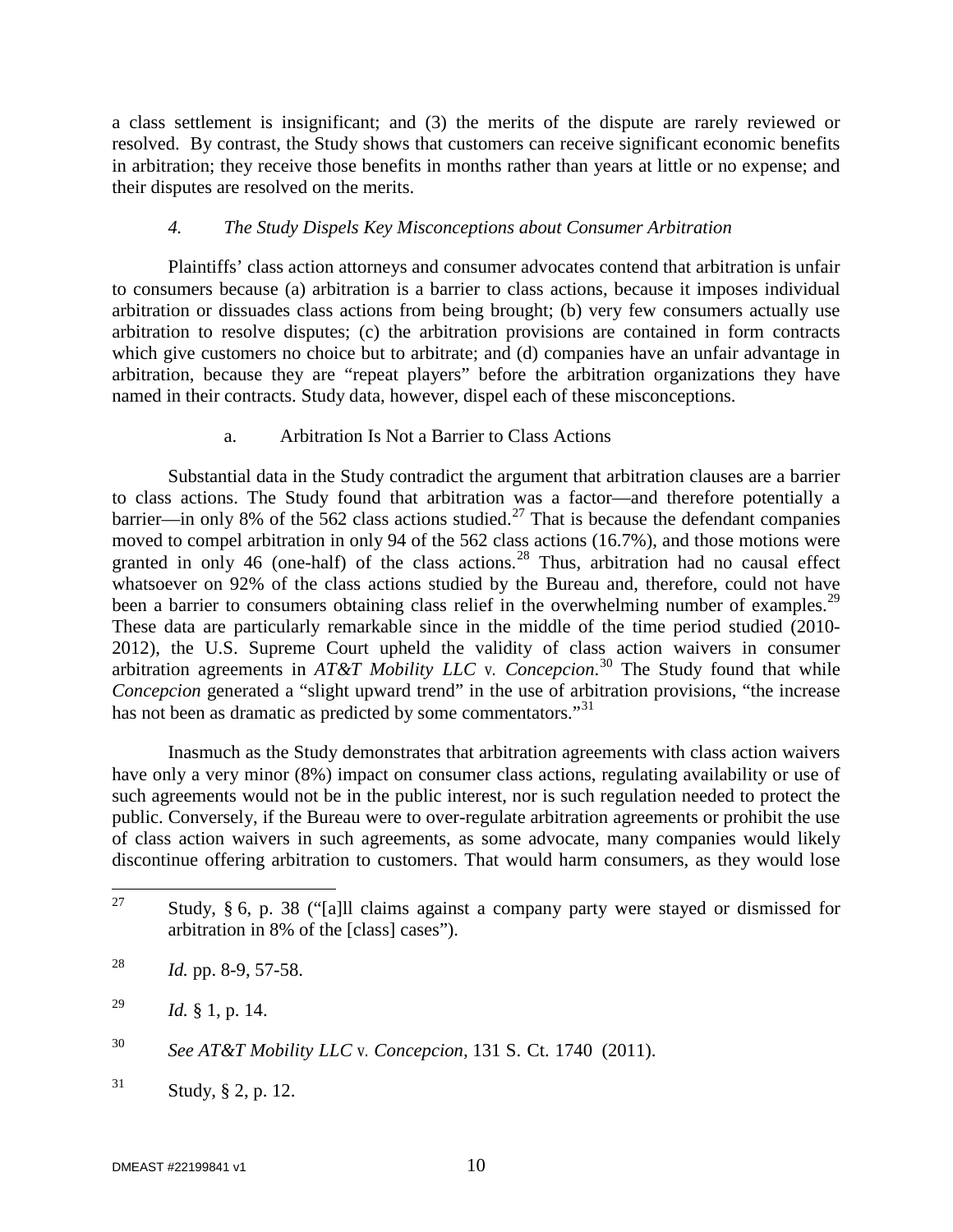a class settlement is insignificant; and (3) the merits of the dispute are rarely reviewed or resolved. By contrast, the Study shows that customers can receive significant economic benefits in arbitration; they receive those benefits in months rather than years at little or no expense; and their disputes are resolved on the merits.

#### *4. The Study Dispels Key Misconceptions about Consumer Arbitration*

Plaintiffs' class action attorneys and consumer advocates contend that arbitration is unfair to consumers because (a) arbitration is a barrier to class actions, because it imposes individual arbitration or dissuades class actions from being brought; (b) very few consumers actually use arbitration to resolve disputes; (c) the arbitration provisions are contained in form contracts which give customers no choice but to arbitrate; and (d) companies have an unfair advantage in arbitration, because they are "repeat players" before the arbitration organizations they have named in their contracts. Study data, however, dispel each of these misconceptions.

##### a. Arbitration Is Not a Barrier to Class Actions

Substantial data in the Study contradict the argument that arbitration clauses are a barrier to class actions. The Study found that arbitration was a factor—and therefore potentially a barrier—in only 8% of the 562 class actions studied.[27] That is because the defendant companies moved to compel arbitration in only 94 of the 562 class actions (16.7%), and those motions were granted in only 46 (one-half) of the class actions.[28] Thus, arbitration had no causal effect whatsoever on 92% of the class actions studied by the Bureau and, therefore, could not have been a barrier to consumers obtaining class relief in the overwhelming number of examples.[29] These data are particularly remarkable since in the middle of the time period studied (2010-2012), the U.S. Supreme Court upheld the validity of class action waivers in consumer arbitration agreements in *AT&T Mobility LLC* v. *Concepcion*.[30] The Study found that while *Concepcion* generated a "slight upward trend" in the use of arbitration provisions, "the increase has not been as dramatic as predicted by some commentators."[31]

Inasmuch as the Study demonstrates that arbitration agreements with class action waivers have only a very minor (8%) impact on consumer class actions, regulating availability or use of such agreements would not be in the public interest, nor is such regulation needed to protect the public. Conversely, if the Bureau were to over-regulate arbitration agreements or prohibit the use of class action waivers in such agreements, as some advocate, many companies would likely discontinue offering arbitration to customers. That would harm consumers, as they would lose

---

[27] Study, § 6, p. 38 ("[a]ll claims against a company party were stayed or dismissed for arbitration in 8% of the [class] cases").

[28] *Id.* pp. 8-9, 57-58.

[29] *Id.* § 1, p. 14.

[30] *See AT&T Mobility LLC* v. *Concepcion*, 131 S. Ct. 1740 (2011).

[31] Study, § 2, p. 12.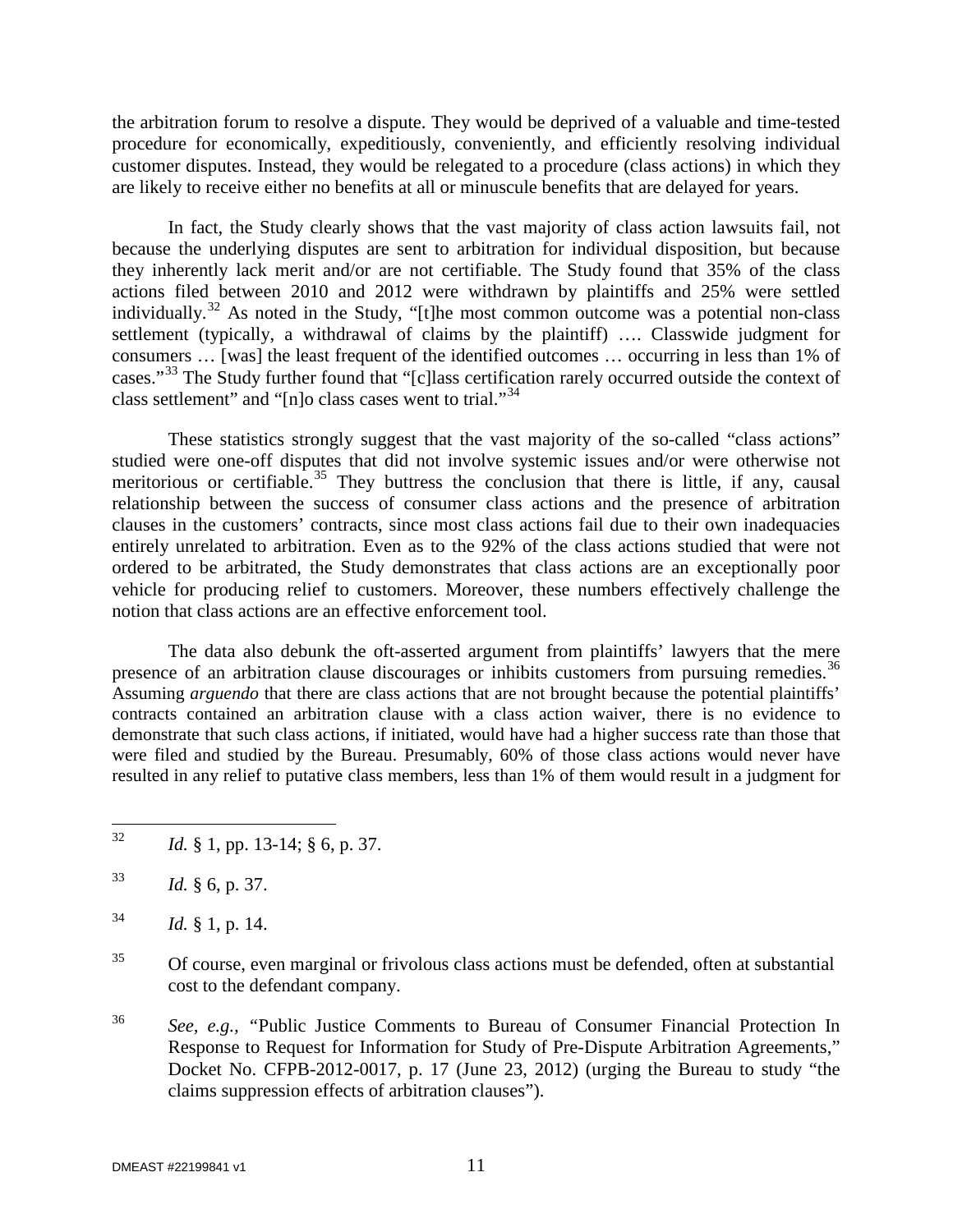the arbitration forum to resolve a dispute. They would be deprived of a valuable and time-tested procedure for economically, expeditiously, conveniently, and efficiently resolving individual customer disputes. Instead, they would be relegated to a procedure (class actions) in which they are likely to receive either no benefits at all or minuscule benefits that are delayed for years.

In fact, the Study clearly shows that the vast majority of class action lawsuits fail, not because the underlying disputes are sent to arbitration for individual disposition, but because they inherently lack merit and/or are not certifiable. The Study found that 35% of the class actions filed between 2010 and 2012 were withdrawn by plaintiffs and 25% were settled individually.[32] As noted in the Study, "[t]he most common outcome was a potential non-class settlement (typically, a withdrawal of claims by the plaintiff) …. Classwide judgment for consumers … [was] the least frequent of the identified outcomes … occurring in less than 1% of cases."[33] The Study further found that "[c]lass certification rarely occurred outside the context of class settlement" and "[n]o class cases went to trial."[34]

These statistics strongly suggest that the vast majority of the so-called "class actions" studied were one-off disputes that did not involve systemic issues and/or were otherwise not meritorious or certifiable.[35] They buttress the conclusion that there is little, if any, causal relationship between the success of consumer class actions and the presence of arbitration clauses in the customers' contracts, since most class actions fail due to their own inadequacies entirely unrelated to arbitration. Even as to the 92% of the class actions studied that were not ordered to be arbitrated, the Study demonstrates that class actions are an exceptionally poor vehicle for producing relief to customers. Moreover, these numbers effectively challenge the notion that class actions are an effective enforcement tool.

The data also debunk the oft-asserted argument from plaintiffs' lawyers that the mere presence of an arbitration clause discourages or inhibits customers from pursuing remedies.[36] Assuming *arguendo* that there are class actions that are not brought because the potential plaintiffs' contracts contained an arbitration clause with a class action waiver, there is no evidence to demonstrate that such class actions, if initiated, would have had a higher success rate than those that were filed and studied by the Bureau. Presumably, 60% of those class actions would never have resulted in any relief to putative class members, less than 1% of them would result in a judgment for

---

[32] *Id.* § 1, pp. 13-14; § 6, p. 37.

[33] *Id.* § 6, p. 37.

[34] *Id.* § 1, p. 14.

[35] Of course, even marginal or frivolous class actions must be defended, often at substantial cost to the defendant company.

[36] *See, e.g.*, "Public Justice Comments to Bureau of Consumer Financial Protection In Response to Request for Information for Study of Pre-Dispute Arbitration Agreements," Docket No. CFPB-2012-0017, p. 17 (June 23, 2012) (urging the Bureau to study "the claims suppression effects of arbitration clauses").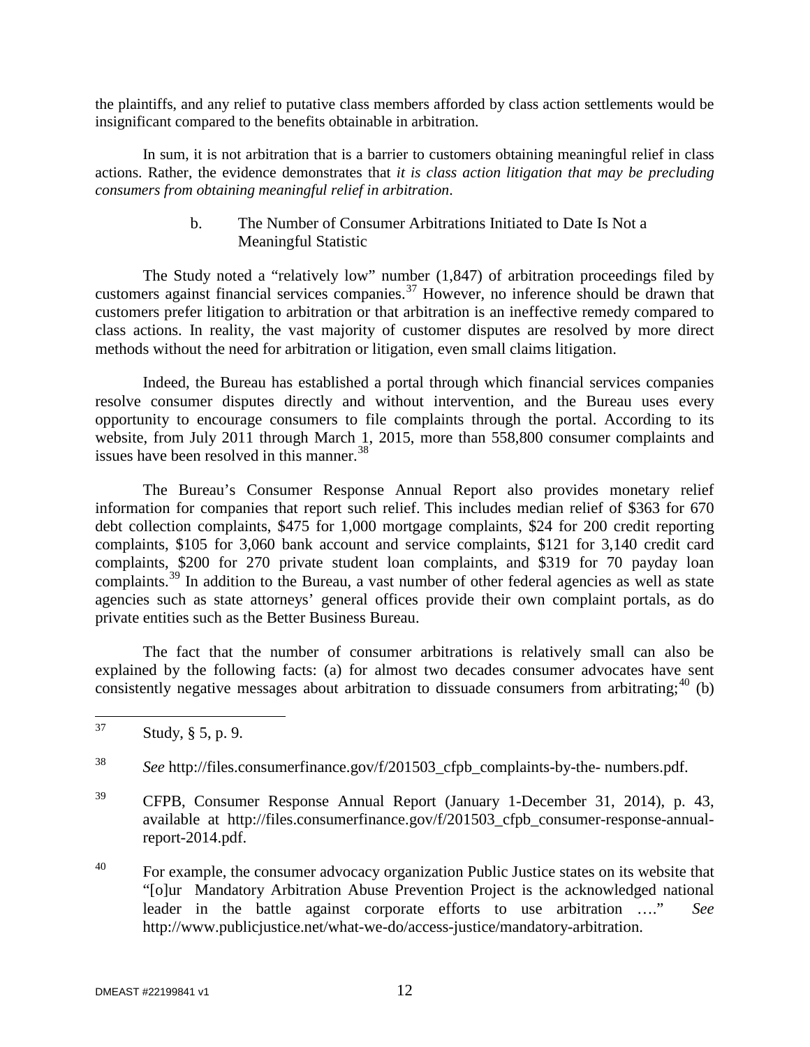the plaintiffs, and any relief to putative class members afforded by class action settlements would be insignificant compared to the benefits obtainable in arbitration.

In sum, it is not arbitration that is a barrier to customers obtaining meaningful relief in class actions. Rather, the evidence demonstrates that *it is class action litigation that may be precluding consumers from obtaining meaningful relief in arbitration*.

b. The Number of Consumer Arbitrations Initiated to Date Is Not a Meaningful Statistic

The Study noted a "relatively low" number (1,847) of arbitration proceedings filed by customers against financial services companies.[37] However, no inference should be drawn that customers prefer litigation to arbitration or that arbitration is an ineffective remedy compared to class actions. In reality, the vast majority of customer disputes are resolved by more direct methods without the need for arbitration or litigation, even small claims litigation.

Indeed, the Bureau has established a portal through which financial services companies resolve consumer disputes directly and without intervention, and the Bureau uses every opportunity to encourage consumers to file complaints through the portal. According to its website, from July 2011 through March 1, 2015, more than 558,800 consumer complaints and issues have been resolved in this manner.[38]

The Bureau's Consumer Response Annual Report also provides monetary relief information for companies that report such relief. This includes median relief of $363 for 670 debt collection complaints, $475 for 1,000 mortgage complaints, $24 for 200 credit reporting complaints, $105 for 3,060 bank account and service complaints, $121 for 3,140 credit card complaints, $200 for 270 private student loan complaints, and $319 for 70 payday loan complaints.[39] In addition to the Bureau, a vast number of other federal agencies as well as state agencies such as state attorneys' general offices provide their own complaint portals, as do private entities such as the Better Business Bureau.

The fact that the number of consumer arbitrations is relatively small can also be explained by the following facts: (a) for almost two decades consumer advocates have sent consistently negative messages about arbitration to dissuade consumers from arbitrating;[40] (b)

---

[37] Study, § 5, p. 9.

[38] *See* http://files.consumerfinance.gov/f/201503_cfpb_complaints-by-the- numbers.pdf.

[39] CFPB, Consumer Response Annual Report (January 1-December 31, 2014), p. 43, available at http://files.consumerfinance.gov/f/201503_cfpb_consumer-response-annual-report-2014.pdf.

[40] For example, the consumer advocacy organization Public Justice states on its website that "[o]ur Mandatory Arbitration Abuse Prevention Project is the acknowledged national leader in the battle against corporate efforts to use arbitration …." *See* http://www.publicjustice.net/what-we-do/access-justice/mandatory-arbitration.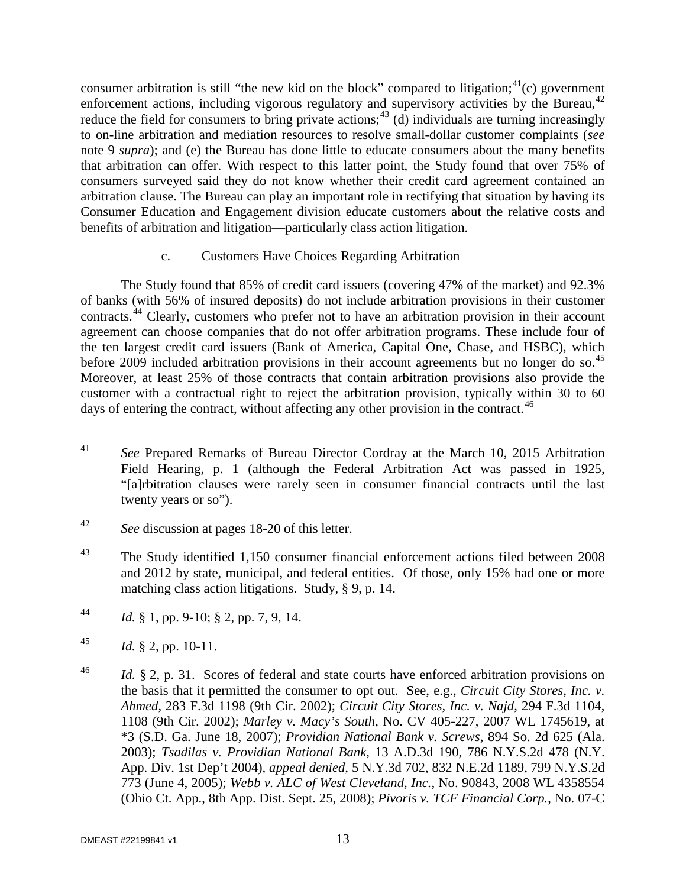consumer arbitration is still "the new kid on the block" compared to litigation;[41](c) government enforcement actions, including vigorous regulatory and supervisory activities by the Bureau,[42] reduce the field for consumers to bring private actions;[43] (d) individuals are turning increasingly to on-line arbitration and mediation resources to resolve small-dollar customer complaints (*see* note 9 *supra*); and (e) the Bureau has done little to educate consumers about the many benefits that arbitration can offer. With respect to this latter point, the Study found that over 75% of consumers surveyed said they do not know whether their credit card agreement contained an arbitration clause. The Bureau can play an important role in rectifying that situation by having its Consumer Education and Engagement division educate customers about the relative costs and benefits of arbitration and litigation—particularly class action litigation.

c. Customers Have Choices Regarding Arbitration

The Study found that 85% of credit card issuers (covering 47% of the market) and 92.3% of banks (with 56% of insured deposits) do not include arbitration provisions in their customer contracts.[44] Clearly, customers who prefer not to have an arbitration provision in their account agreement can choose companies that do not offer arbitration programs. These include four of the ten largest credit card issuers (Bank of America, Capital One, Chase, and HSBC), which before 2009 included arbitration provisions in their account agreements but no longer do so.[45] Moreover, at least 25% of those contracts that contain arbitration provisions also provide the customer with a contractual right to reject the arbitration provision, typically within 30 to 60 days of entering the contract, without affecting any other provision in the contract.[46]

---

[41] *See* Prepared Remarks of Bureau Director Cordray at the March 10, 2015 Arbitration Field Hearing, p. 1 (although the Federal Arbitration Act was passed in 1925, "[a]rbitration clauses were rarely seen in consumer financial contracts until the last twenty years or so").

[42] *See* discussion at pages 18-20 of this letter.

[43] The Study identified 1,150 consumer financial enforcement actions filed between 2008 and 2012 by state, municipal, and federal entities. Of those, only 15% had one or more matching class action litigations. Study, § 9, p. 14.

[44] *Id.* § 1, pp. 9-10; § 2, pp. 7, 9, 14.

[45] *Id.* § 2, pp. 10-11.

[46] *Id.* § 2, p. 31. Scores of federal and state courts have enforced arbitration provisions on the basis that it permitted the consumer to opt out. See, e.g., *Circuit City Stores, Inc. v. Ahmed*, 283 F.3d 1198 (9th Cir. 2002); *Circuit City Stores, Inc. v. Najd*, 294 F.3d 1104, 1108 (9th Cir. 2002); *Marley v. Macy's South*, No. CV 405-227, 2007 WL 1745619, at *3 (S.D. Ga. June 18, 2007); *Providian National Bank v. Screws*, 894 So. 2d 625 (Ala. 2003); *Tsadilas v. Providian National Bank*, 13 A.D.3d 190, 786 N.Y.S.2d 478 (N.Y. App. Div. 1st Dep't 2004), *appeal denied*, 5 N.Y.3d 702, 832 N.E.2d 1189, 799 N.Y.S.2d 773 (June 4, 2005); *Webb v. ALC of West Cleveland, Inc.*, No. 90843, 2008 WL 4358554 (Ohio Ct. App., 8th App. Dist. Sept. 25, 2008); *Pivoris v. TCF Financial Corp.*, No. 07-C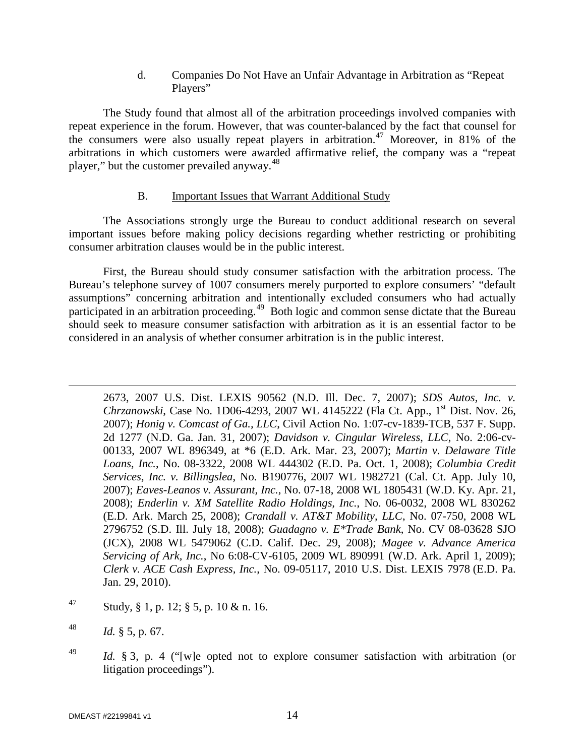d. Companies Do Not Have an Unfair Advantage in Arbitration as "Repeat Players"

The Study found that almost all of the arbitration proceedings involved companies with repeat experience in the forum. However, that was counter-balanced by the fact that counsel for the consumers were also usually repeat players in arbitration.[47] Moreover, in 81% of the arbitrations in which customers were awarded affirmative relief, the company was a "repeat player," but the customer prevailed anyway.[48]

B. Important Issues that Warrant Additional Study

The Associations strongly urge the Bureau to conduct additional research on several important issues before making policy decisions regarding whether restricting or prohibiting consumer arbitration clauses would be in the public interest.

First, the Bureau should study consumer satisfaction with the arbitration process. The Bureau's telephone survey of 1007 consumers merely purported to explore consumers' "default assumptions" concerning arbitration and intentionally excluded consumers who had actually participated in an arbitration proceeding.[49] Both logic and common sense dictate that the Bureau should seek to measure consumer satisfaction with arbitration as it is an essential factor to be considered in an analysis of whether consumer arbitration is in the public interest.

---

2673, 2007 U.S. Dist. LEXIS 90562 (N.D. Ill. Dec. 7, 2007); *SDS Autos, Inc. v. Chrzanowski*, Case No. 1D06-4293, 2007 WL 4145222 (Fla Ct. App., 1st Dist. Nov. 26, 2007); *Honig v. Comcast of Ga., LLC*, Civil Action No. 1:07-cv-1839-TCB, 537 F. Supp. 2d 1277 (N.D. Ga. Jan. 31, 2007); *Davidson v. Cingular Wireless, LLC*, No. 2:06-cv-00133, 2007 WL 896349, at *6 (E.D. Ark. Mar. 23, 2007); *Martin v. Delaware Title Loans, Inc.*, No. 08-3322, 2008 WL 444302 (E.D. Pa. Oct. 1, 2008); *Columbia Credit Services, Inc. v. Billingslea*, No. B190776, 2007 WL 1982721 (Cal. Ct. App. July 10, 2007); *Eaves-Leanos v. Assurant, Inc.*, No. 07-18, 2008 WL 1805431 (W.D. Ky. Apr. 21, 2008); *Enderlin v. XM Satellite Radio Holdings, Inc.*, No. 06-0032, 2008 WL 830262 (E.D. Ark. March 25, 2008); *Crandall v. AT&T Mobility, LLC*, No. 07-750, 2008 WL 2796752 (S.D. Ill. July 18, 2008); *Guadagno v. E*Trade Bank*, No. CV 08-03628 SJO (JCX), 2008 WL 5479062 (C.D. Calif. Dec. 29, 2008); *Magee v. Advance America Servicing of Ark, Inc.*, No 6:08-CV-6105, 2009 WL 890991 (W.D. Ark. April 1, 2009); *Clerk v. ACE Cash Express, Inc.*, No. 09-05117, 2010 U.S. Dist. LEXIS 7978 (E.D. Pa. Jan. 29, 2010).

[47] Study, § 1, p. 12; § 5, p. 10 & n. 16.

[48] *Id.* § 5, p. 67.

[49] *Id.* § 3, p. 4 ("[w]e opted not to explore consumer satisfaction with arbitration (or litigation proceedings").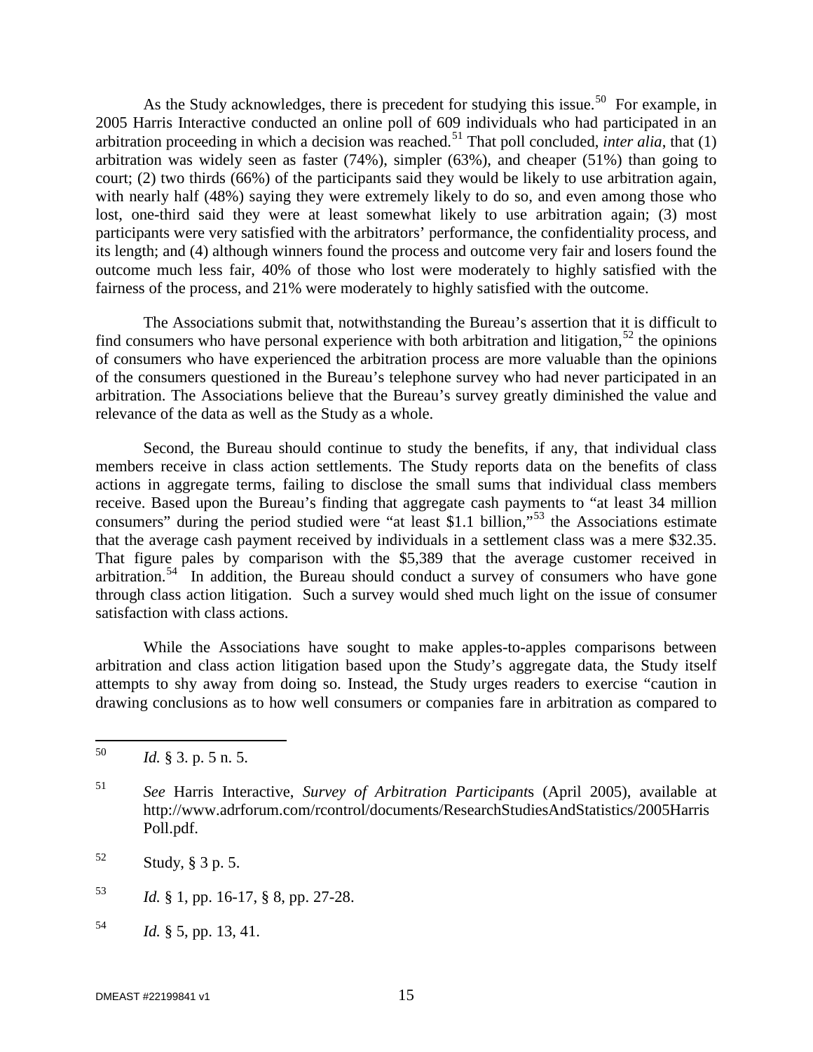As the Study acknowledges, there is precedent for studying this issue.[50] For example, in 2005 Harris Interactive conducted an online poll of 609 individuals who had participated in an arbitration proceeding in which a decision was reached.[51] That poll concluded, *inter alia*, that (1) arbitration was widely seen as faster (74%), simpler (63%), and cheaper (51%) than going to court; (2) two thirds (66%) of the participants said they would be likely to use arbitration again, with nearly half (48%) saying they were extremely likely to do so, and even among those who lost, one-third said they were at least somewhat likely to use arbitration again; (3) most participants were very satisfied with the arbitrators' performance, the confidentiality process, and its length; and (4) although winners found the process and outcome very fair and losers found the outcome much less fair, 40% of those who lost were moderately to highly satisfied with the fairness of the process, and 21% were moderately to highly satisfied with the outcome.

The Associations submit that, notwithstanding the Bureau's assertion that it is difficult to find consumers who have personal experience with both arbitration and litigation,[52] the opinions of consumers who have experienced the arbitration process are more valuable than the opinions of the consumers questioned in the Bureau's telephone survey who had never participated in an arbitration. The Associations believe that the Bureau's survey greatly diminished the value and relevance of the data as well as the Study as a whole.

Second, the Bureau should continue to study the benefits, if any, that individual class members receive in class action settlements. The Study reports data on the benefits of class actions in aggregate terms, failing to disclose the small sums that individual class members receive. Based upon the Bureau's finding that aggregate cash payments to "at least 34 million consumers" during the period studied were "at least $1.1 billion,"[53] the Associations estimate that the average cash payment received by individuals in a settlement class was a mere $32.35. That figure pales by comparison with the $5,389 that the average customer received in arbitration.[54] In addition, the Bureau should conduct a survey of consumers who have gone through class action litigation. Such a survey would shed much light on the issue of consumer satisfaction with class actions.

While the Associations have sought to make apples-to-apples comparisons between arbitration and class action litigation based upon the Study's aggregate data, the Study itself attempts to shy away from doing so. Instead, the Study urges readers to exercise "caution in drawing conclusions as to how well consumers or companies fare in arbitration as compared to

---

[50] *Id.* § 3. p. 5 n. 5.

[51] *See* Harris Interactive, *Survey of Arbitration Participants* (April 2005), available at http://www.adrforum.com/rcontrol/documents/ResearchStudiesAndStatistics/2005HarrisPoll.pdf.

[52] Study, § 3 p. 5.

[53] *Id.* § 1, pp. 16-17, § 8, pp. 27-28.

[54] *Id.* § 5, pp. 13, 41.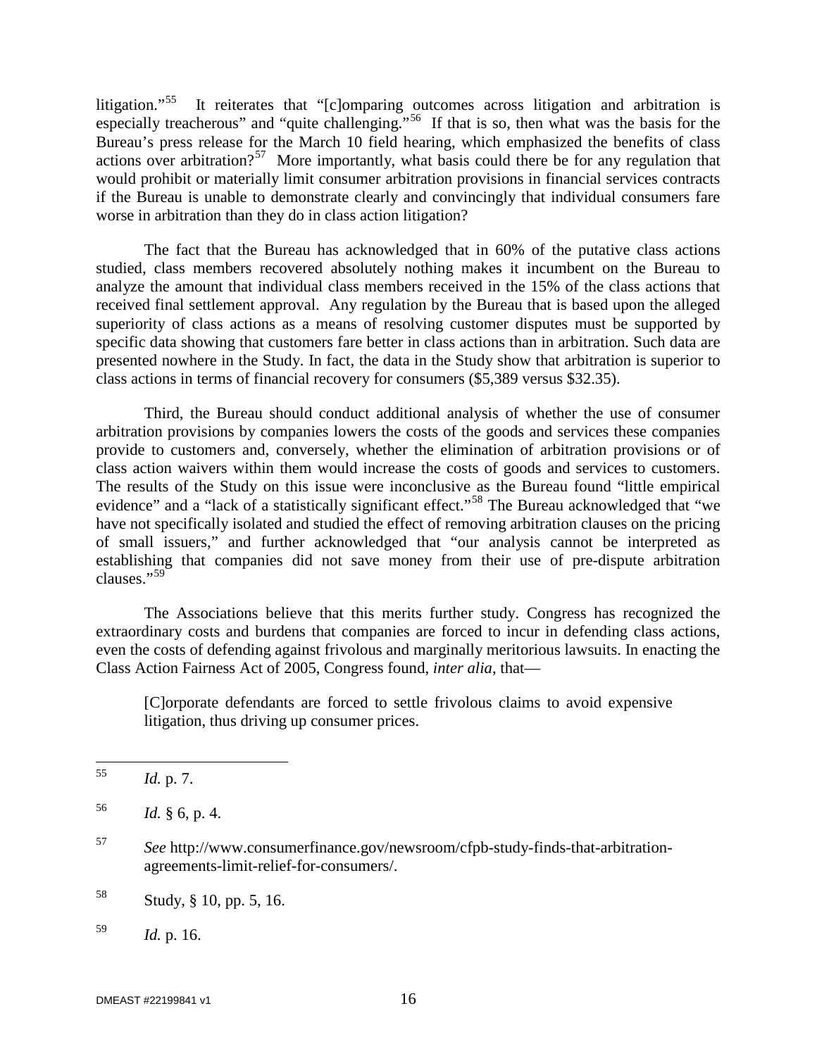litigation."[55] It reiterates that "[c]omparing outcomes across litigation and arbitration is especially treacherous" and "quite challenging."[56] If that is so, then what was the basis for the Bureau's press release for the March 10 field hearing, which emphasized the benefits of class actions over arbitration?[57] More importantly, what basis could there be for any regulation that would prohibit or materially limit consumer arbitration provisions in financial services contracts if the Bureau is unable to demonstrate clearly and convincingly that individual consumers fare worse in arbitration than they do in class action litigation?

The fact that the Bureau has acknowledged that in 60% of the putative class actions studied, class members recovered absolutely nothing makes it incumbent on the Bureau to analyze the amount that individual class members received in the 15% of the class actions that received final settlement approval. Any regulation by the Bureau that is based upon the alleged superiority of class actions as a means of resolving customer disputes must be supported by specific data showing that customers fare better in class actions than in arbitration. Such data are presented nowhere in the Study. In fact, the data in the Study show that arbitration is superior to class actions in terms of financial recovery for consumers ($5,389 versus $32.35).

Third, the Bureau should conduct additional analysis of whether the use of consumer arbitration provisions by companies lowers the costs of the goods and services these companies provide to customers and, conversely, whether the elimination of arbitration provisions or of class action waivers within them would increase the costs of goods and services to customers. The results of the Study on this issue were inconclusive as the Bureau found "little empirical evidence" and a "lack of a statistically significant effect."[58] The Bureau acknowledged that "we have not specifically isolated and studied the effect of removing arbitration clauses on the pricing of small issuers," and further acknowledged that "our analysis cannot be interpreted as establishing that companies did not save money from their use of pre-dispute arbitration clauses."[59]

The Associations believe that this merits further study. Congress has recognized the extraordinary costs and burdens that companies are forced to incur in defending class actions, even the costs of defending against frivolous and marginally meritorious lawsuits. In enacting the Class Action Fairness Act of 2005, Congress found, *inter alia*, that—

> [C]orporate defendants are forced to settle frivolous claims to avoid expensive litigation, thus driving up consumer prices.

---

[55] *Id.* p. 7.

[56] *Id.* § 6, p. 4.

[57] *See* http://www.consumerfinance.gov/newsroom/cfpb-study-finds-that-arbitration-agreements-limit-relief-for-consumers/.

[58] Study, § 10, pp. 5, 16.

[59] *Id.* p. 16.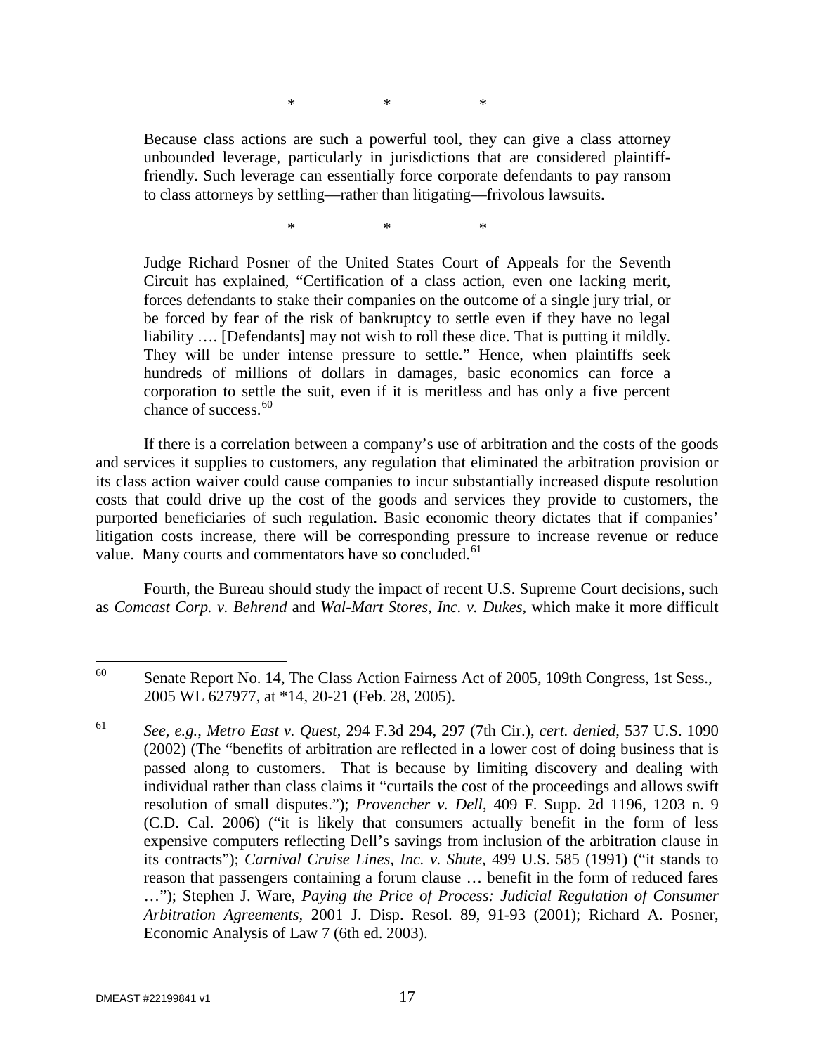\*    \*    \*

> Because class actions are such a powerful tool, they can give a class attorney unbounded leverage, particularly in jurisdictions that are considered plaintiff-friendly. Such leverage can essentially force corporate defendants to pay ransom to class attorneys by settling—rather than litigating—frivolous lawsuits.

\*    \*    \*

> Judge Richard Posner of the United States Court of Appeals for the Seventh Circuit has explained, "Certification of a class action, even one lacking merit, forces defendants to stake their companies on the outcome of a single jury trial, or be forced by fear of the risk of bankruptcy to settle even if they have no legal liability …. [Defendants] may not wish to roll these dice. That is putting it mildly. They will be under intense pressure to settle." Hence, when plaintiffs seek hundreds of millions of dollars in damages, basic economics can force a corporation to settle the suit, even if it is meritless and has only a five percent chance of success.[60]

If there is a correlation between a company's use of arbitration and the costs of the goods and services it supplies to customers, any regulation that eliminated the arbitration provision or its class action waiver could cause companies to incur substantially increased dispute resolution costs that could drive up the cost of the goods and services they provide to customers, the purported beneficiaries of such regulation. Basic economic theory dictates that if companies' litigation costs increase, there will be corresponding pressure to increase revenue or reduce value. Many courts and commentators have so concluded.[61]

Fourth, the Bureau should study the impact of recent U.S. Supreme Court decisions, such as *Comcast Corp. v. Behrend* and *Wal-Mart Stores, Inc. v. Dukes*, which make it more difficult

---

[60] Senate Report No. 14, The Class Action Fairness Act of 2005, 109th Congress, 1st Sess., 2005 WL 627977, at *14, 20-21 (Feb. 28, 2005).

[61] *See, e.g.*, *Metro East v. Quest*, 294 F.3d 294, 297 (7th Cir.), *cert. denied*, 537 U.S. 1090 (2002) (The "benefits of arbitration are reflected in a lower cost of doing business that is passed along to customers. That is because by limiting discovery and dealing with individual rather than class claims it "curtails the cost of the proceedings and allows swift resolution of small disputes."); *Provencher v. Dell*, 409 F. Supp. 2d 1196, 1203 n. 9 (C.D. Cal. 2006) ("it is likely that consumers actually benefit in the form of less expensive computers reflecting Dell's savings from inclusion of the arbitration clause in its contracts"); *Carnival Cruise Lines, Inc. v. Shute*, 499 U.S. 585 (1991) ("it stands to reason that passengers containing a forum clause … benefit in the form of reduced fares …"); Stephen J. Ware, *Paying the Price of Process: Judicial Regulation of Consumer Arbitration Agreements*, 2001 J. Disp. Resol. 89, 91-93 (2001); Richard A. Posner, Economic Analysis of Law 7 (6th ed. 2003).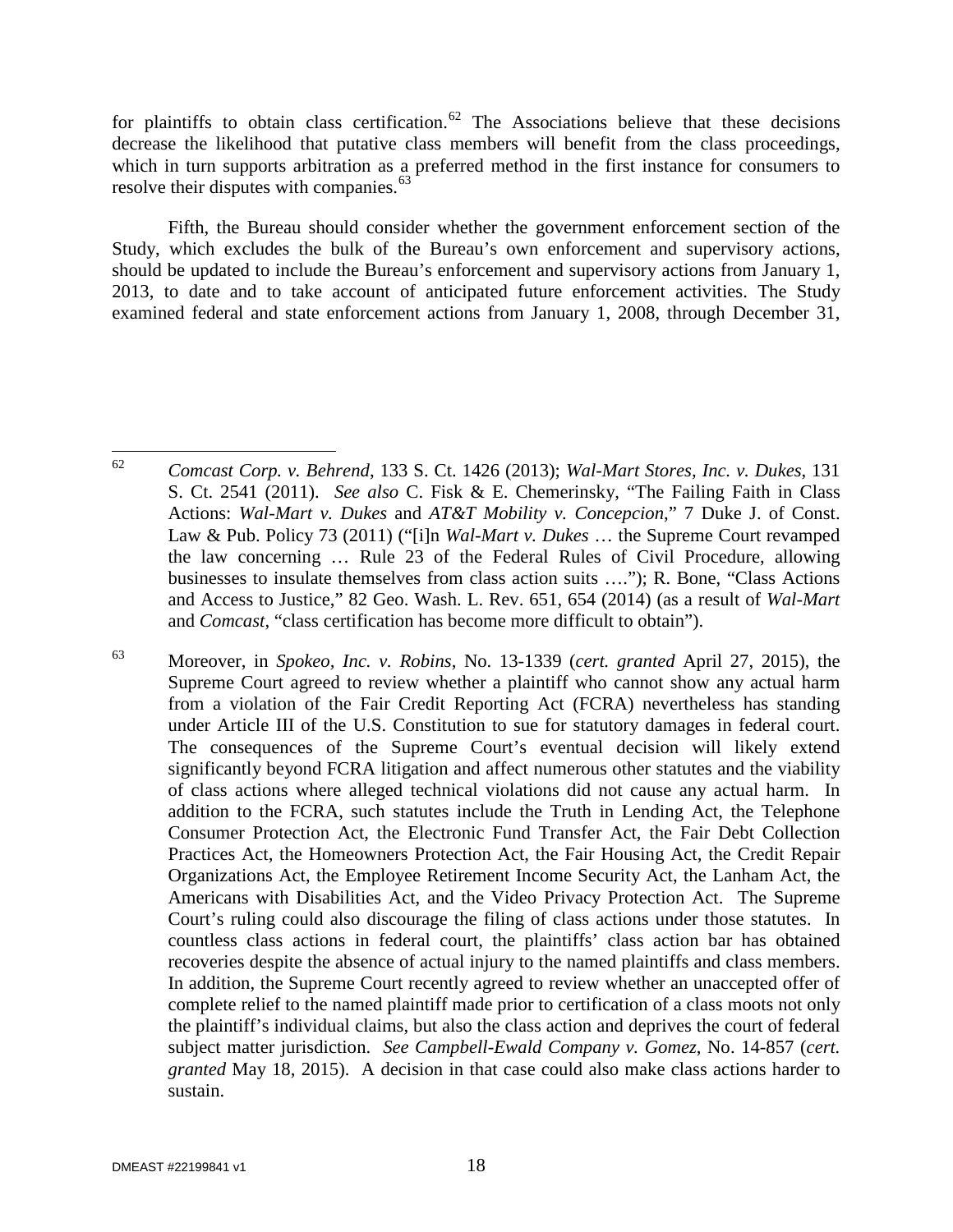for plaintiffs to obtain class certification.[62] The Associations believe that these decisions decrease the likelihood that putative class members will benefit from the class proceedings, which in turn supports arbitration as a preferred method in the first instance for consumers to resolve their disputes with companies.[63]

Fifth, the Bureau should consider whether the government enforcement section of the Study, which excludes the bulk of the Bureau's own enforcement and supervisory actions, should be updated to include the Bureau's enforcement and supervisory actions from January 1, 2013, to date and to take account of anticipated future enforcement activities. The Study examined federal and state enforcement actions from January 1, 2008, through December 31,

---

[62] *Comcast Corp. v. Behrend*, 133 S. Ct. 1426 (2013); *Wal-Mart Stores, Inc. v. Dukes*, 131 S. Ct. 2541 (2011). *See also* C. Fisk & E. Chemerinsky, "The Failing Faith in Class Actions: *Wal-Mart v. Dukes* and *AT&T Mobility v. Concepcion*," 7 Duke J. of Const. Law & Pub. Policy 73 (2011) ("[i]n *Wal-Mart v. Dukes* … the Supreme Court revamped the law concerning … Rule 23 of the Federal Rules of Civil Procedure, allowing businesses to insulate themselves from class action suits …."); R. Bone, "Class Actions and Access to Justice," 82 Geo. Wash. L. Rev. 651, 654 (2014) (as a result of *Wal-Mart* and *Comcast*, "class certification has become more difficult to obtain").

[63] Moreover, in *Spokeo, Inc. v. Robins*, No. 13-1339 (*cert. granted* April 27, 2015), the Supreme Court agreed to review whether a plaintiff who cannot show any actual harm from a violation of the Fair Credit Reporting Act (FCRA) nevertheless has standing under Article III of the U.S. Constitution to sue for statutory damages in federal court. The consequences of the Supreme Court's eventual decision will likely extend significantly beyond FCRA litigation and affect numerous other statutes and the viability of class actions where alleged technical violations did not cause any actual harm. In addition to the FCRA, such statutes include the Truth in Lending Act, the Telephone Consumer Protection Act, the Electronic Fund Transfer Act, the Fair Debt Collection Practices Act, the Homeowners Protection Act, the Fair Housing Act, the Credit Repair Organizations Act, the Employee Retirement Income Security Act, the Lanham Act, the Americans with Disabilities Act, and the Video Privacy Protection Act. The Supreme Court's ruling could also discourage the filing of class actions under those statutes. In countless class actions in federal court, the plaintiffs' class action bar has obtained recoveries despite the absence of actual injury to the named plaintiffs and class members. In addition, the Supreme Court recently agreed to review whether an unaccepted offer of complete relief to the named plaintiff made prior to certification of a class moots not only the plaintiff's individual claims, but also the class action and deprives the court of federal subject matter jurisdiction. *See Campbell-Ewald Company v. Gomez*, No. 14-857 (*cert. granted* May 18, 2015). A decision in that case could also make class actions harder to sustain.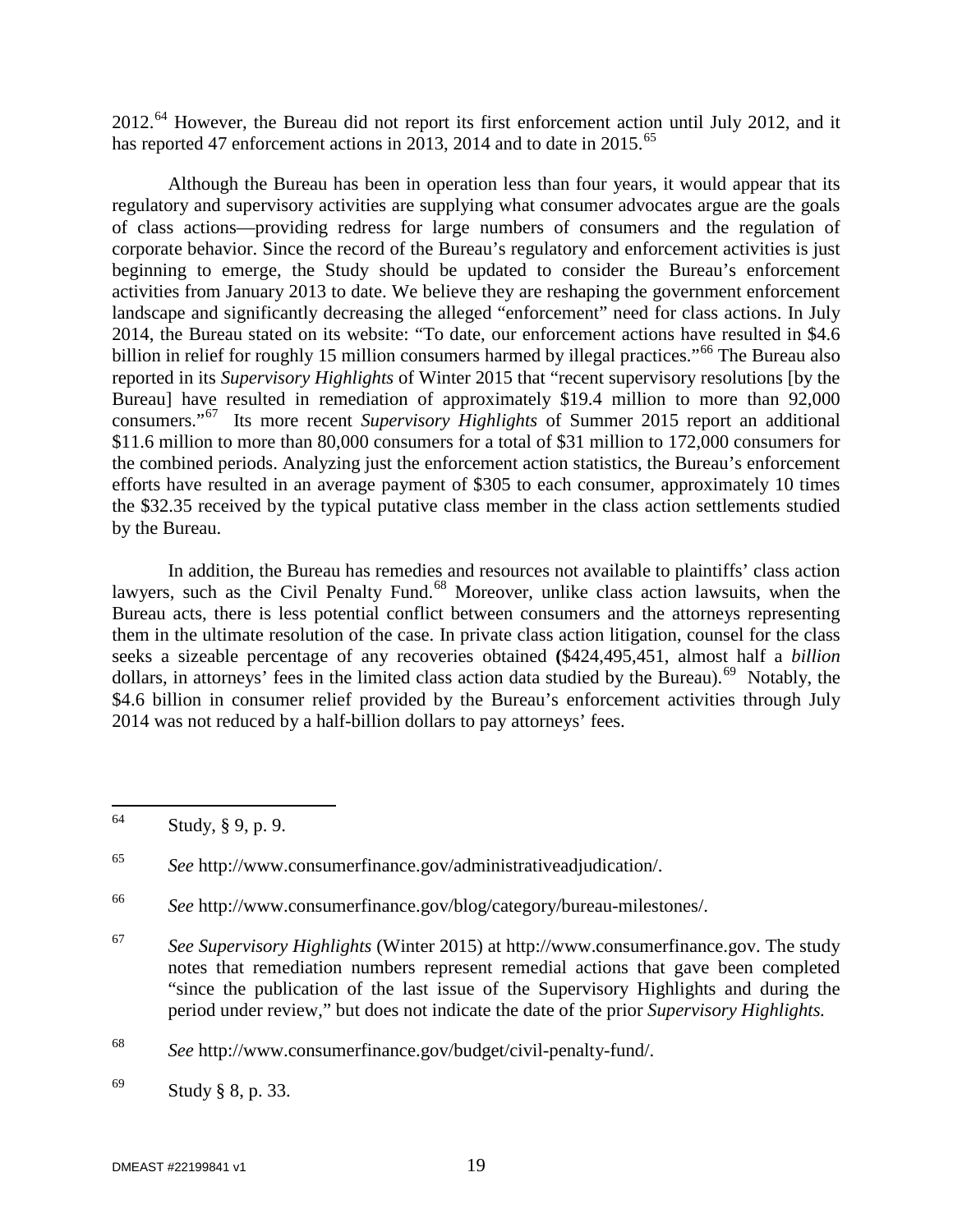2012.[64] However, the Bureau did not report its first enforcement action until July 2012, and it has reported 47 enforcement actions in 2013, 2014 and to date in 2015.[65]

Although the Bureau has been in operation less than four years, it would appear that its regulatory and supervisory activities are supplying what consumer advocates argue are the goals of class actions—providing redress for large numbers of consumers and the regulation of corporate behavior. Since the record of the Bureau's regulatory and enforcement activities is just beginning to emerge, the Study should be updated to consider the Bureau's enforcement activities from January 2013 to date. We believe they are reshaping the government enforcement landscape and significantly decreasing the alleged "enforcement" need for class actions. In July 2014, the Bureau stated on its website: "To date, our enforcement actions have resulted in $4.6 billion in relief for roughly 15 million consumers harmed by illegal practices."[66] The Bureau also reported in its *Supervisory Highlights* of Winter 2015 that "recent supervisory resolutions [by the Bureau] have resulted in remediation of approximately $19.4 million to more than 92,000 consumers."[67] Its more recent *Supervisory Highlights* of Summer 2015 report an additional $11.6 million to more than 80,000 consumers for a total of $31 million to 172,000 consumers for the combined periods. Analyzing just the enforcement action statistics, the Bureau's enforcement efforts have resulted in an average payment of $305 to each consumer, approximately 10 times the $32.35 received by the typical putative class member in the class action settlements studied by the Bureau.

In addition, the Bureau has remedies and resources not available to plaintiffs' class action lawyers, such as the Civil Penalty Fund.[68] Moreover, unlike class action lawsuits, when the Bureau acts, there is less potential conflict between consumers and the attorneys representing them in the ultimate resolution of the case. In private class action litigation, counsel for the class seeks a sizeable percentage of any recoveries obtained **(**$424,495,451, almost half a *billion* dollars, in attorneys' fees in the limited class action data studied by the Bureau).[69] Notably, the $4.6 billion in consumer relief provided by the Bureau's enforcement activities through July 2014 was not reduced by a half-billion dollars to pay attorneys' fees.

---

[64] Study, § 9, p. 9.

[65] *See* http://www.consumerfinance.gov/administrativeadjudication/.

[66] *See* http://www.consumerfinance.gov/blog/category/bureau-milestones/.

[67] *See Supervisory Highlights* (Winter 2015) at http://www.consumerfinance.gov. The study notes that remediation numbers represent remedial actions that gave been completed "since the publication of the last issue of the Supervisory Highlights and during the period under review," but does not indicate the date of the prior *Supervisory Highlights.*

[68] *See* http://www.consumerfinance.gov/budget/civil-penalty-fund/.

[69] Study § 8, p. 33.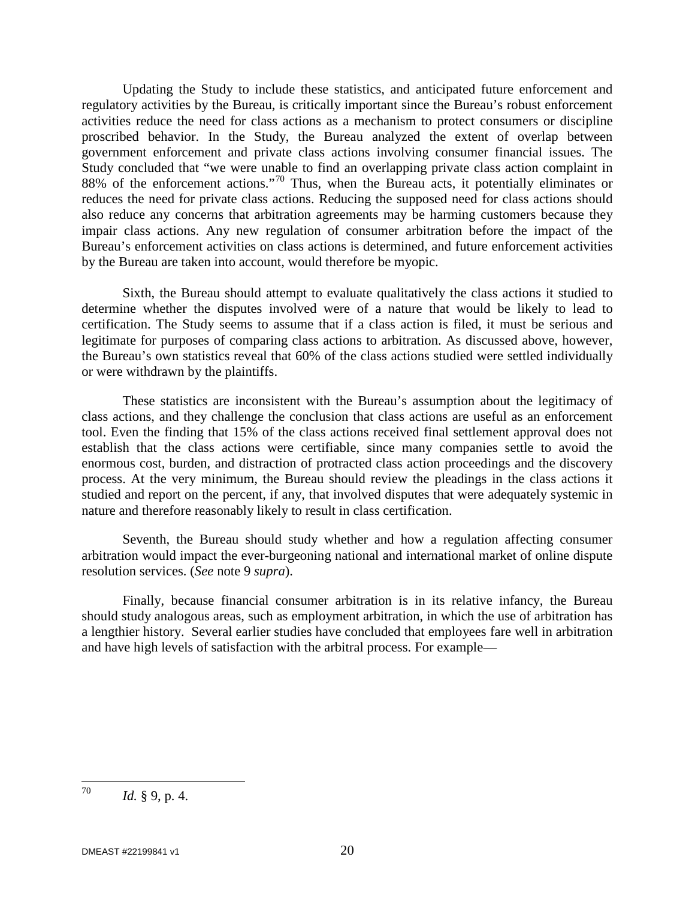Updating the Study to include these statistics, and anticipated future enforcement and regulatory activities by the Bureau, is critically important since the Bureau's robust enforcement activities reduce the need for class actions as a mechanism to protect consumers or discipline proscribed behavior. In the Study, the Bureau analyzed the extent of overlap between government enforcement and private class actions involving consumer financial issues. The Study concluded that "we were unable to find an overlapping private class action complaint in 88% of the enforcement actions."[70] Thus, when the Bureau acts, it potentially eliminates or reduces the need for private class actions. Reducing the supposed need for class actions should also reduce any concerns that arbitration agreements may be harming customers because they impair class actions. Any new regulation of consumer arbitration before the impact of the Bureau's enforcement activities on class actions is determined, and future enforcement activities by the Bureau are taken into account, would therefore be myopic.

Sixth, the Bureau should attempt to evaluate qualitatively the class actions it studied to determine whether the disputes involved were of a nature that would be likely to lead to certification. The Study seems to assume that if a class action is filed, it must be serious and legitimate for purposes of comparing class actions to arbitration. As discussed above, however, the Bureau's own statistics reveal that 60% of the class actions studied were settled individually or were withdrawn by the plaintiffs.

These statistics are inconsistent with the Bureau's assumption about the legitimacy of class actions, and they challenge the conclusion that class actions are useful as an enforcement tool. Even the finding that 15% of the class actions received final settlement approval does not establish that the class actions were certifiable, since many companies settle to avoid the enormous cost, burden, and distraction of protracted class action proceedings and the discovery process. At the very minimum, the Bureau should review the pleadings in the class actions it studied and report on the percent, if any, that involved disputes that were adequately systemic in nature and therefore reasonably likely to result in class certification.

Seventh, the Bureau should study whether and how a regulation affecting consumer arbitration would impact the ever-burgeoning national and international market of online dispute resolution services. (*See* note 9 *supra*).

Finally, because financial consumer arbitration is in its relative infancy, the Bureau should study analogous areas, such as employment arbitration, in which the use of arbitration has a lengthier history. Several earlier studies have concluded that employees fare well in arbitration and have high levels of satisfaction with the arbitral process. For example—

---

[70] *Id.* § 9, p. 4.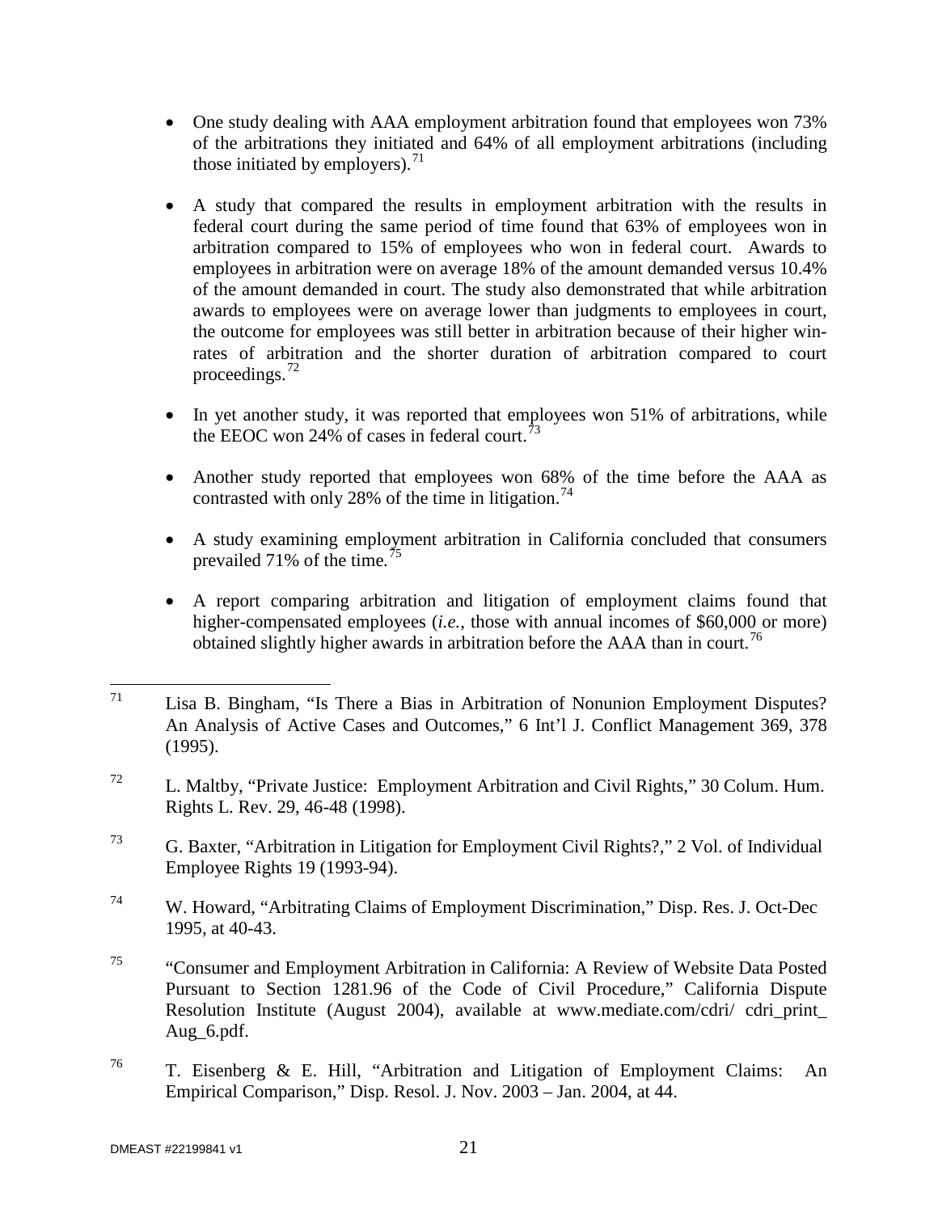- One study dealing with AAA employment arbitration found that employees won 73% of the arbitrations they initiated and 64% of all employment arbitrations (including those initiated by employers).[71]

- A study that compared the results in employment arbitration with the results in federal court during the same period of time found that 63% of employees won in arbitration compared to 15% of employees who won in federal court. Awards to employees in arbitration were on average 18% of the amount demanded versus 10.4% of the amount demanded in court. The study also demonstrated that while arbitration awards to employees were on average lower than judgments to employees in court, the outcome for employees was still better in arbitration because of their higher win-rates of arbitration and the shorter duration of arbitration compared to court proceedings.[72]

- In yet another study, it was reported that employees won 51% of arbitrations, while the EEOC won 24% of cases in federal court.[73]

- Another study reported that employees won 68% of the time before the AAA as contrasted with only 28% of the time in litigation.[74]

- A study examining employment arbitration in California concluded that consumers prevailed 71% of the time.[75]

- A report comparing arbitration and litigation of employment claims found that higher-compensated employees (*i.e.*, those with annual incomes of $60,000 or more) obtained slightly higher awards in arbitration before the AAA than in court.[76]

---

[71] Lisa B. Bingham, "Is There a Bias in Arbitration of Nonunion Employment Disputes? An Analysis of Active Cases and Outcomes," 6 Int'l J. Conflict Management 369, 378 (1995).

[72] L. Maltby, "Private Justice: Employment Arbitration and Civil Rights," 30 Colum. Hum. Rights L. Rev. 29, 46-48 (1998).

[73] G. Baxter, "Arbitration in Litigation for Employment Civil Rights?," 2 Vol. of Individual Employee Rights 19 (1993-94).

[74] W. Howard, "Arbitrating Claims of Employment Discrimination," Disp. Res. J. Oct-Dec 1995, at 40-43.

[75] "Consumer and Employment Arbitration in California: A Review of Website Data Posted Pursuant to Section 1281.96 of the Code of Civil Procedure," California Dispute Resolution Institute (August 2004), available at www.mediate.com/cdri/ cdri_print_ Aug_6.pdf.

[76] T. Eisenberg & E. Hill, "Arbitration and Litigation of Employment Claims: An Empirical Comparison," Disp. Resol. J. Nov. 2003 – Jan. 2004, at 44.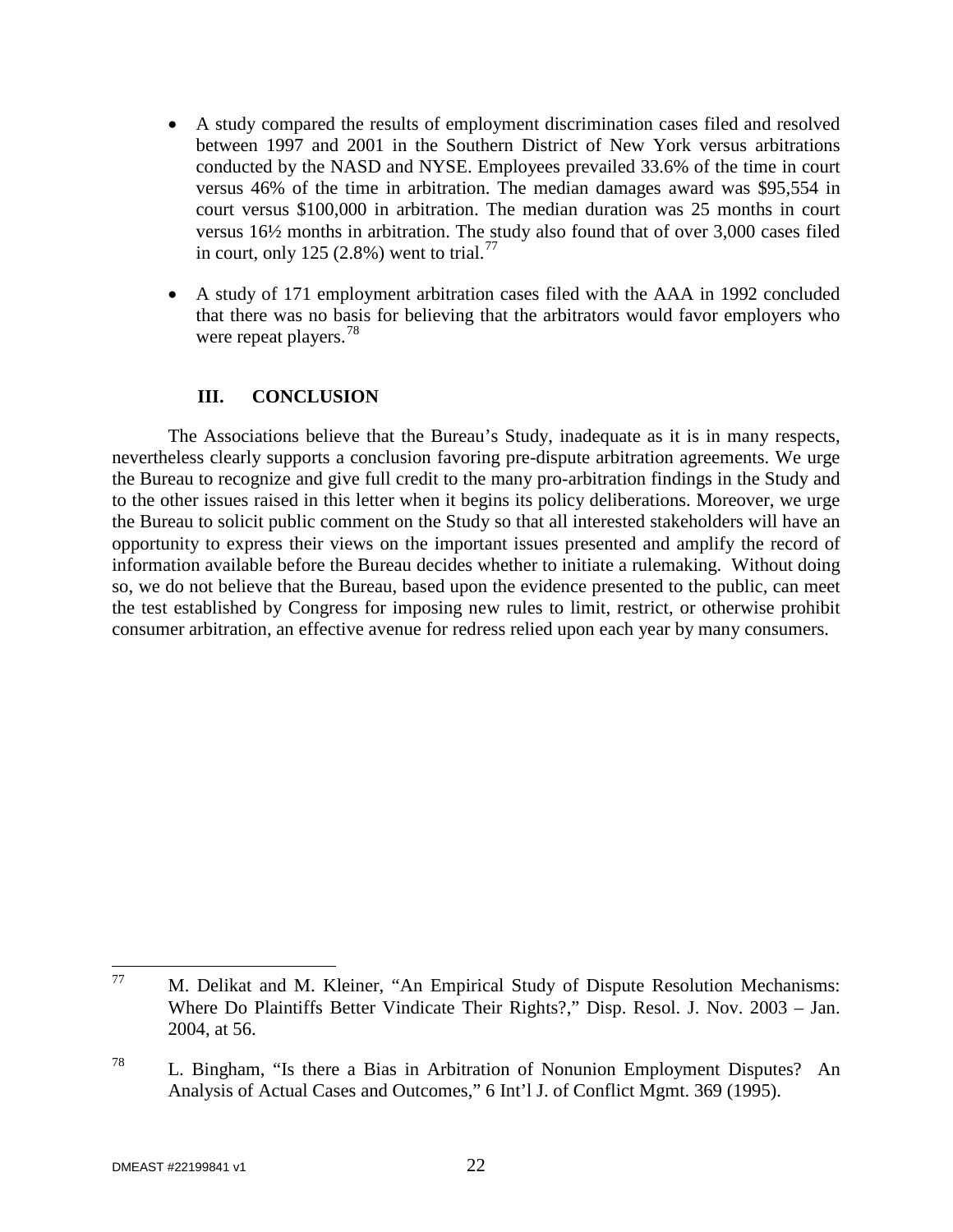- A study compared the results of employment discrimination cases filed and resolved between 1997 and 2001 in the Southern District of New York versus arbitrations conducted by the NASD and NYSE. Employees prevailed 33.6% of the time in court versus 46% of the time in arbitration. The median damages award was $95,554 in court versus $100,000 in arbitration. The median duration was 25 months in court versus 16½ months in arbitration. The study also found that of over 3,000 cases filed in court, only 125 (2.8%) went to trial.[77]

- A study of 171 employment arbitration cases filed with the AAA in 1992 concluded that there was no basis for believing that the arbitrators would favor employers who were repeat players.[78]

## III. CONCLUSION

The Associations believe that the Bureau's Study, inadequate as it is in many respects, nevertheless clearly supports a conclusion favoring pre-dispute arbitration agreements. We urge the Bureau to recognize and give full credit to the many pro-arbitration findings in the Study and to the other issues raised in this letter when it begins its policy deliberations. Moreover, we urge the Bureau to solicit public comment on the Study so that all interested stakeholders will have an opportunity to express their views on the important issues presented and amplify the record of information available before the Bureau decides whether to initiate a rulemaking. Without doing so, we do not believe that the Bureau, based upon the evidence presented to the public, can meet the test established by Congress for imposing new rules to limit, restrict, or otherwise prohibit consumer arbitration, an effective avenue for redress relied upon each year by many consumers.

---

[77] M. Delikat and M. Kleiner, "An Empirical Study of Dispute Resolution Mechanisms: Where Do Plaintiffs Better Vindicate Their Rights?," Disp. Resol. J. Nov. 2003 – Jan. 2004, at 56.

[78] L. Bingham, "Is there a Bias in Arbitration of Nonunion Employment Disputes? An Analysis of Actual Cases and Outcomes," 6 Int'l J. of Conflict Mgmt. 369 (1995).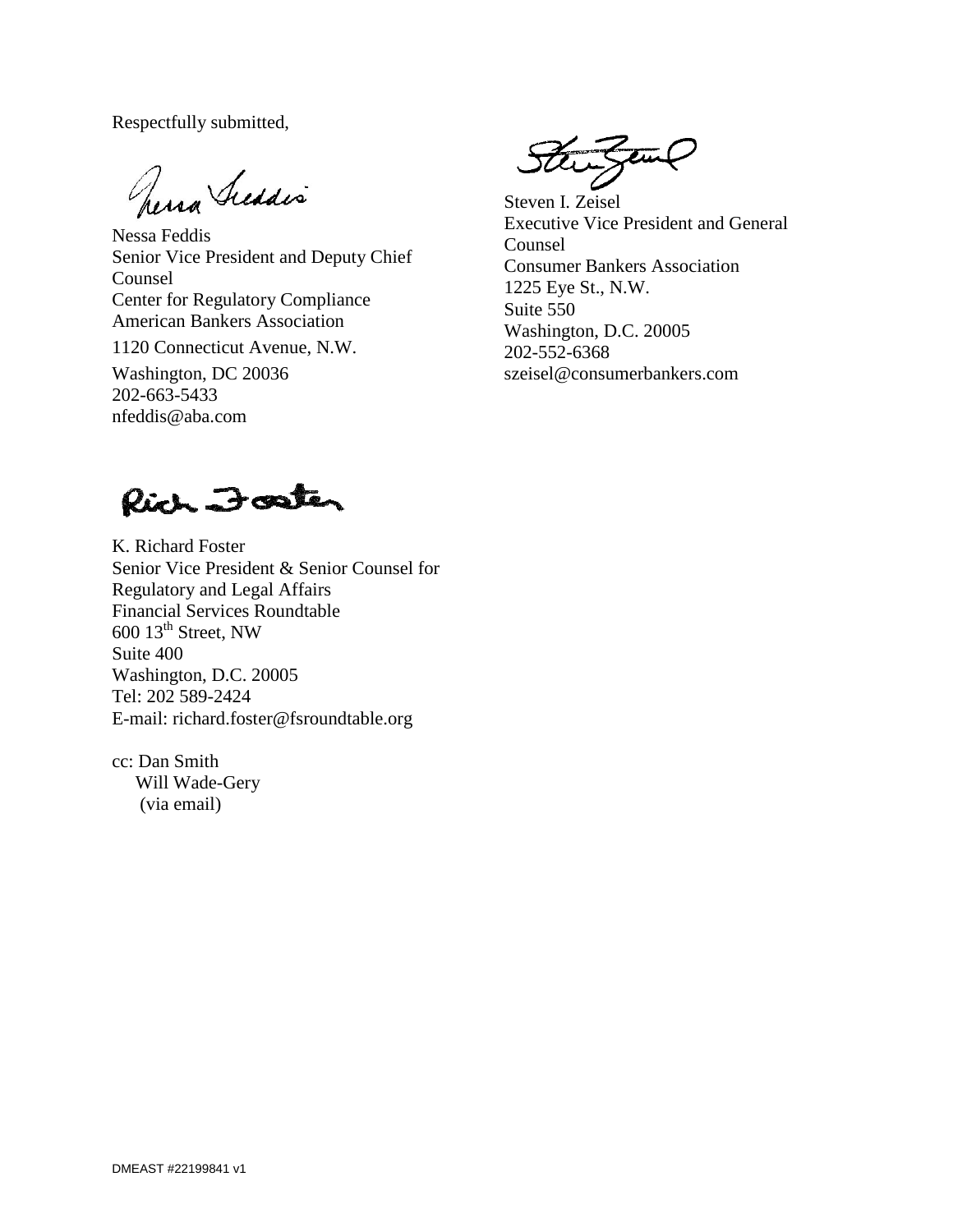Respectfully submitted,

Nessa Feddis
Senior Vice President and Deputy Chief Counsel
Center for Regulatory Compliance
American Bankers Association
1120 Connecticut Avenue, N.W.
Washington, DC 20036
202-663-5433
nfeddis@aba.com

Steven I. Zeisel
Executive Vice President and General Counsel
Consumer Bankers Association
1225 Eye St., N.W.
Suite 550
Washington, D.C. 20005
202-552-6368
szeisel@consumerbankers.com

K. Richard Foster
Senior Vice President & Senior Counsel for Regulatory and Legal Affairs
Financial Services Roundtable
600 13th Street, NW
Suite 400
Washington, D.C. 20005
Tel: 202 589-2424
E-mail: richard.foster@fsroundtable.org

cc: Dan Smith
Will Wade-Gery
(via email)

DMEAST #22199841 v1